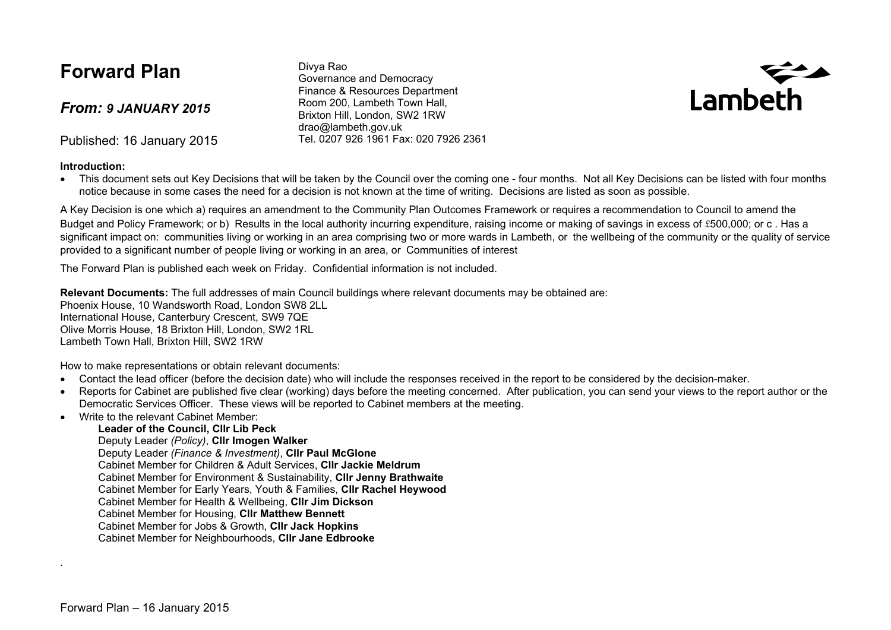# Forward Plan

## *From: 9 JANUARY 2015*

Published: 16 January 2015

Divya Rao
Governance and Democracy
Finance & Resources Department
Room 200, Lambeth Town Hall,
Brixton Hill, London, SW2 1RW
drao@lambeth.gov.uk
Tel. 0207 926 1961 Fax: 020 7926 2361

Lambeth

**Introduction:**

- This document sets out Key Decisions that will be taken by the Council over the coming one - four months. Not all Key Decisions can be listed with four months notice because in some cases the need for a decision is not known at the time of writing. Decisions are listed as soon as possible.

A Key Decision is one which a) requires an amendment to the Community Plan Outcomes Framework or requires a recommendation to Council to amend the Budget and Policy Framework; or b) Results in the local authority incurring expenditure, raising income or making of savings in excess of £500,000; or c . Has a significant impact on: communities living or working in an area comprising two or more wards in Lambeth, or the wellbeing of the community or the quality of service provided to a significant number of people living or working in an area, or Communities of interest

The Forward Plan is published each week on Friday. Confidential information is not included.

**Relevant Documents:** The full addresses of main Council buildings where relevant documents may be obtained are:
Phoenix House, 10 Wandsworth Road, London SW8 2LL
International House, Canterbury Crescent, SW9 7QE
Olive Morris House, 18 Brixton Hill, London, SW2 1RL
Lambeth Town Hall, Brixton Hill, SW2 1RW

How to make representations or obtain relevant documents:

- Contact the lead officer (before the decision date) who will include the responses received in the report to be considered by the decision-maker.
- Reports for Cabinet are published five clear (working) days before the meeting concerned. After publication, you can send your views to the report author or the Democratic Services Officer. These views will be reported to Cabinet members at the meeting.
- Write to the relevant Cabinet Member:
  - **Leader of the Council, Cllr Lib Peck**
  - Deputy Leader *(Policy)*, **Cllr Imogen Walker**
  - Deputy Leader *(Finance & Investment)*, **Cllr Paul McGlone**
  - Cabinet Member for Children & Adult Services, **Cllr Jackie Meldrum**
  - Cabinet Member for Environment & Sustainability, **Cllr Jenny Brathwaite**
  - Cabinet Member for Early Years, Youth & Families, **Cllr Rachel Heywood**
  - Cabinet Member for Health & Wellbeing, **Cllr Jim Dickson**
  - Cabinet Member for Housing, **Cllr Matthew Bennett**
  - Cabinet Member for Jobs & Growth, **Cllr Jack Hopkins**
  - Cabinet Member for Neighbourhoods, **Cllr Jane Edbrooke**

.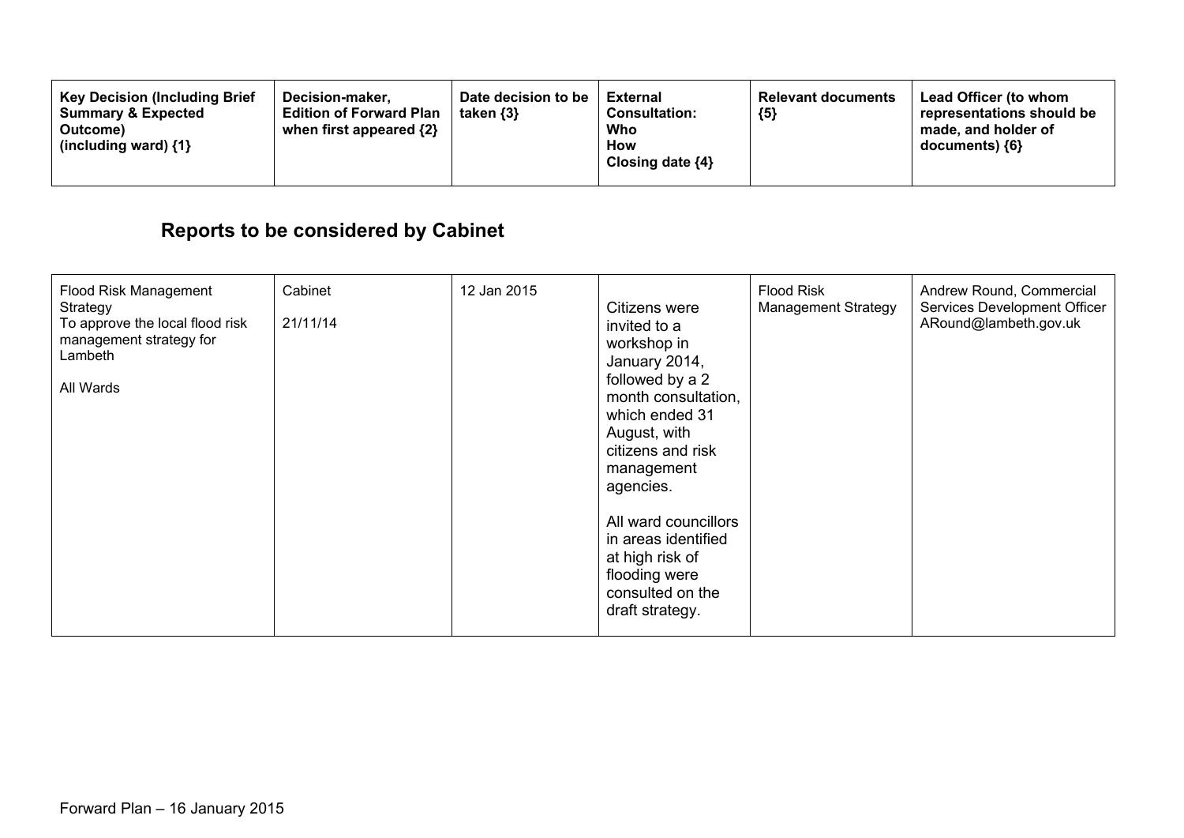| Key Decision (Including Brief Summary & Expected Outcome) (including ward) {1} | Decision-maker, Edition of Forward Plan when first appeared {2} | Date decision to be taken {3} | External Consultation: Who How Closing date {4} | Relevant documents {5} | Lead Officer (to whom representations should be made, and holder of documents) {6} |
|---|---|---|---|---|---|

## Reports to be considered by Cabinet

| Key Decision (Including Brief Summary & Expected Outcome) (including ward) {1} | Decision-maker, Edition of Forward Plan when first appeared {2} | Date decision to be taken {3} | External Consultation: Who How Closing date {4} | Relevant documents {5} | Lead Officer (to whom representations should be made, and holder of documents) {6} |
|---|---|---|---|---|---|
| Flood Risk Management Strategy<br>To approve the local flood risk management strategy for Lambeth<br><br>All Wards | Cabinet<br><br>21/11/14 | 12 Jan 2015 | Citizens were invited to a workshop in January 2014, followed by a 2 month consultation, which ended 31 August, with citizens and risk management agencies.<br><br>All ward councillors in areas identified at high risk of flooding were consulted on the draft strategy. | Flood Risk Management Strategy | Andrew Round, Commercial Services Development Officer<br>ARound@lambeth.gov.uk |

Forward Plan – 16 January 2015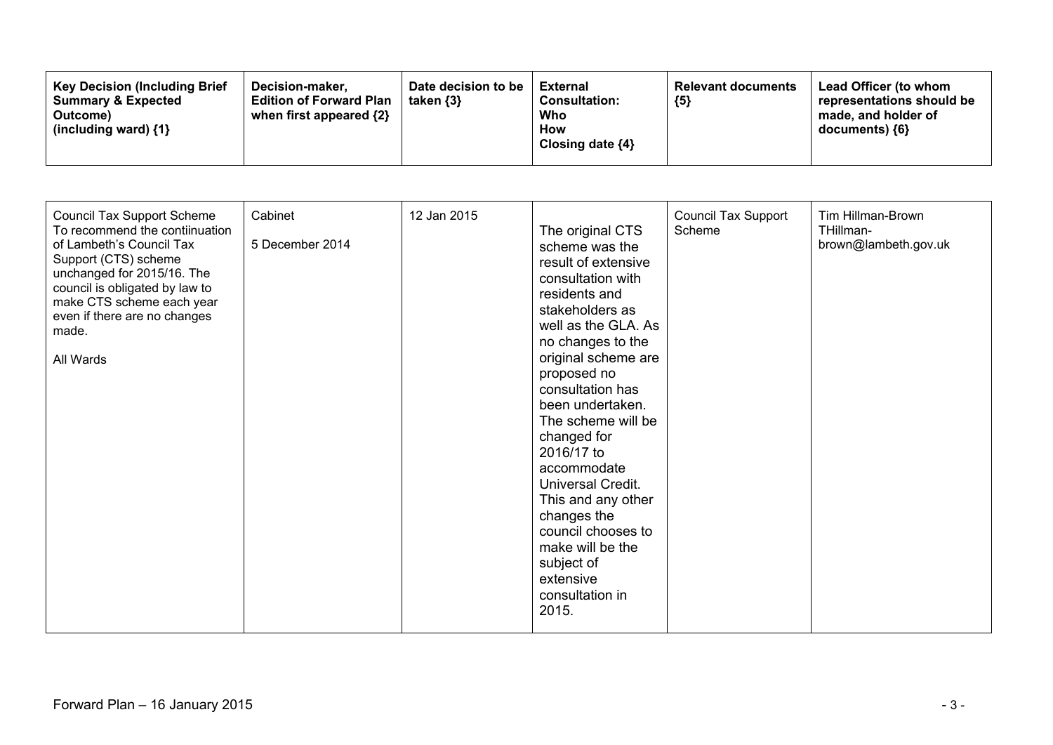| Key Decision (Including Brief Summary & Expected Outcome) (including ward) {1} | Decision-maker, Edition of Forward Plan when first appeared {2} | Date decision to be taken {3} | External Consultation: Who How Closing date {4} | Relevant documents {5} | Lead Officer (to whom representations should be made, and holder of documents) {6} |
|---|---|---|---|---|---|
| Council Tax Support Scheme<br>To recommend the contiinuation of Lambeth's Council Tax Support (CTS) scheme unchanged for 2015/16. The council is obligated by law to make CTS scheme each year even if there are no changes made.<br><br>All Wards | Cabinet<br><br>5 December 2014 | 12 Jan 2015 | The original CTS scheme was the result of extensive consultation with residents and stakeholders as well as the GLA. As no changes to the original scheme are proposed no consultation has been undertaken. The scheme will be changed for 2016/17 to accommodate Universal Credit. This and any other changes the council chooses to make will be the subject of extensive consultation in 2015. | Council Tax Support Scheme | Tim Hillman-Brown<br>THillman-brown@lambeth.gov.uk |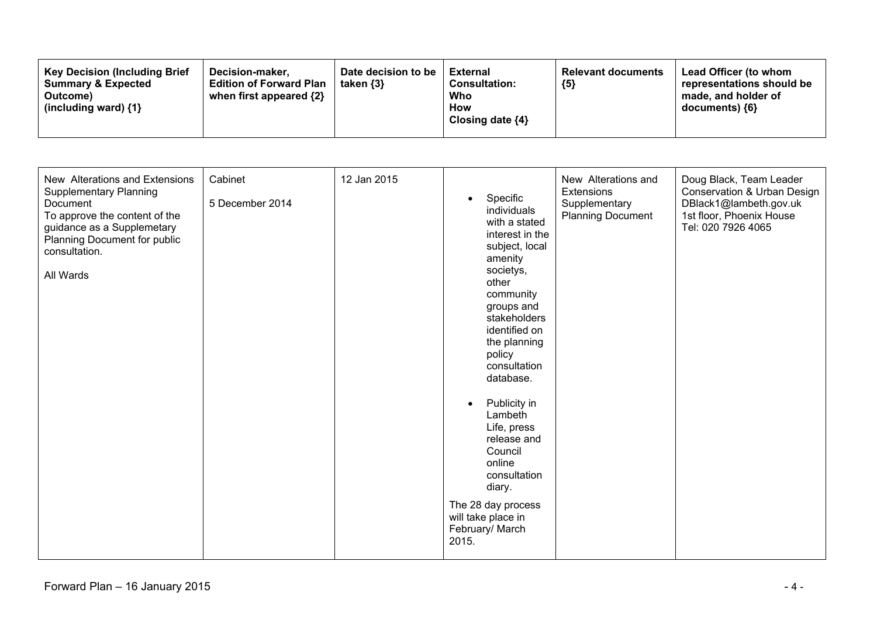| Key Decision (Including Brief Summary & Expected Outcome) (including ward) {1} | Decision-maker, Edition of Forward Plan when first appeared {2} | Date decision to be taken {3} | External Consultation: Who How Closing date {4} | Relevant documents {5} | Lead Officer (to whom representations should be made, and holder of documents) {6} |
|---|---|---|---|---|---|
| New Alterations and Extensions Supplementary Planning Document<br>To approve the content of the guidance as a Supplemetary Planning Document for public consultation.<br><br>All Wards | Cabinet<br><br>5 December 2014 | 12 Jan 2015 | • Specific individuals with a stated interest in the subject, local amenity societys, other community groups and stakeholders identified on the planning policy consultation database.<br><br>• Publicity in Lambeth Life, press release and Council online consultation diary.<br><br>The 28 day process will take place in February/ March 2015. | New Alterations and Extensions Supplementary Planning Document | Doug Black, Team Leader Conservation & Urban Design<br>DBlack1@lambeth.gov.uk<br>1st floor, Phoenix House<br>Tel: 020 7926 4065 |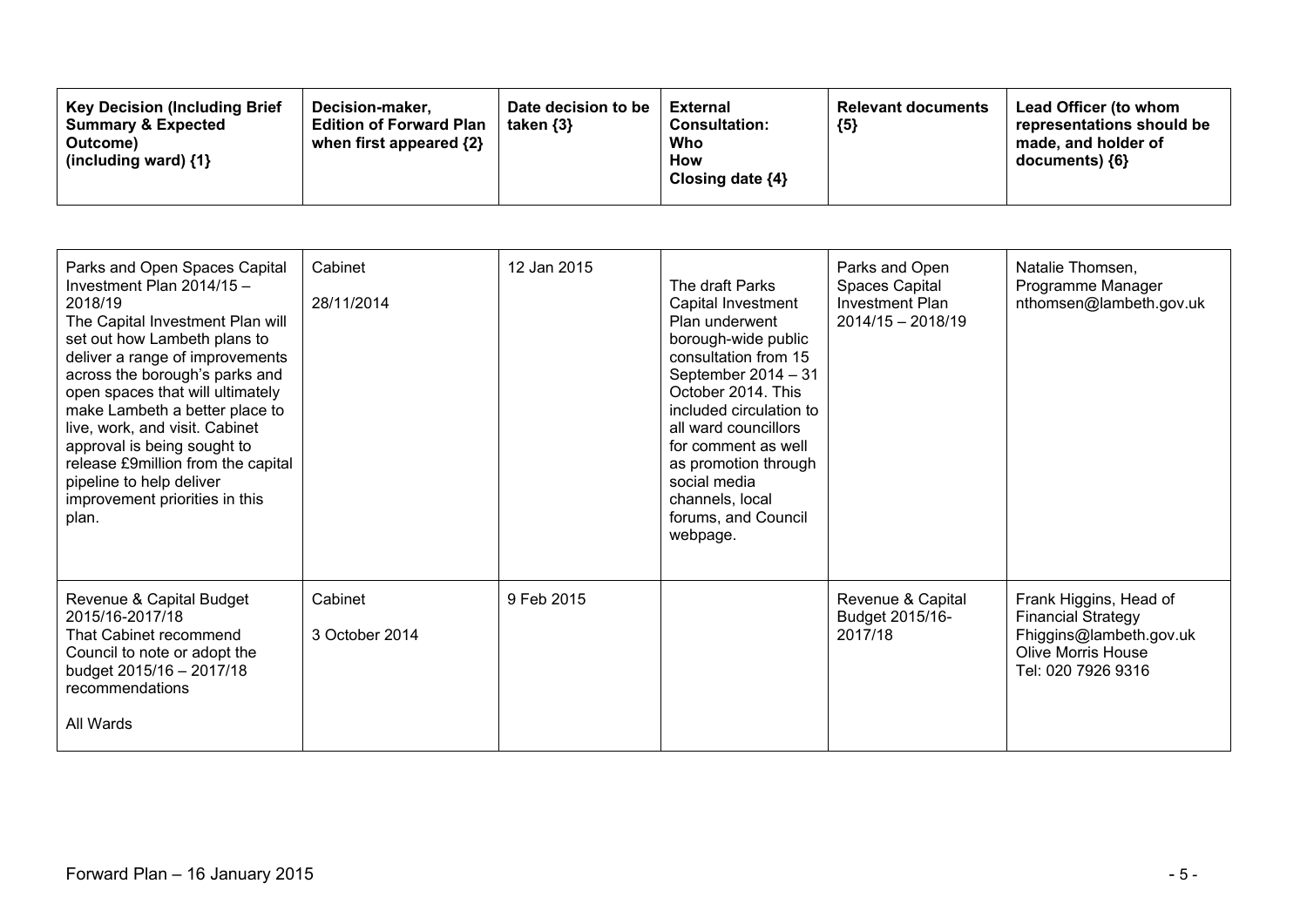| Key Decision (Including Brief Summary & Expected Outcome) (including ward) {1} | Decision-maker, Edition of Forward Plan when first appeared {2} | Date decision to be taken {3} | External Consultation: Who How Closing date {4} | Relevant documents {5} | Lead Officer (to whom representations should be made, and holder of documents) {6} |
|---|---|---|---|---|---|
| Parks and Open Spaces Capital Investment Plan 2014/15 – 2018/19<br>The Capital Investment Plan will set out how Lambeth plans to deliver a range of improvements across the borough's parks and open spaces that will ultimately make Lambeth a better place to live, work, and visit. Cabinet approval is being sought to release £9million from the capital pipeline to help deliver improvement priorities in this plan. | Cabinet<br><br>28/11/2014 | 12 Jan 2015 | The draft Parks Capital Investment Plan underwent borough-wide public consultation from 15 September 2014 – 31 October 2014. This included circulation to all ward councillors for comment as well as promotion through social media channels, local forums, and Council webpage. | Parks and Open Spaces Capital Investment Plan 2014/15 – 2018/19 | Natalie Thomsen, Programme Manager nthomsen@lambeth.gov.uk |
| Revenue & Capital Budget 2015/16-2017/18<br>That Cabinet recommend Council to note or adopt the budget 2015/16 – 2017/18 recommendations<br><br>All Wards | Cabinet<br><br>3 October 2014 | 9 Feb 2015 | | Revenue & Capital Budget 2015/16-2017/18 | Frank Higgins, Head of Financial Strategy Fhiggins@lambeth.gov.uk Olive Morris House Tel: 020 7926 9316 |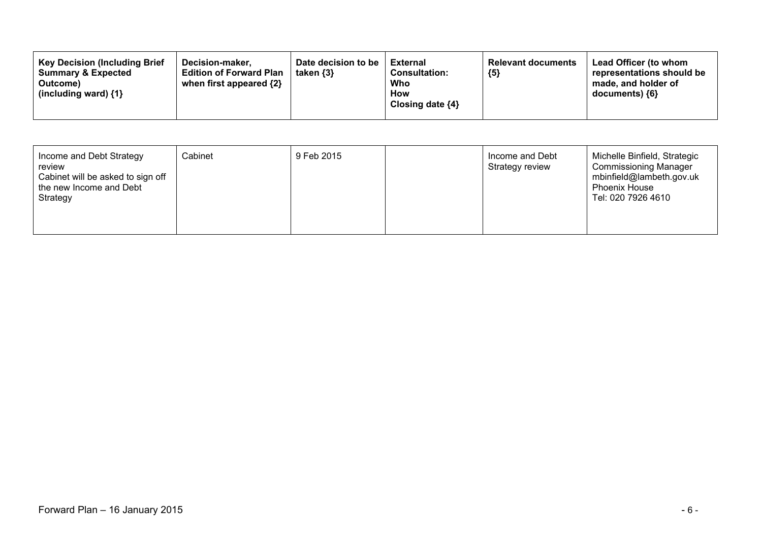| Key Decision (Including Brief Summary & Expected Outcome) (including ward) {1} | Decision-maker, Edition of Forward Plan when first appeared {2} | Date decision to be taken {3} | External Consultation: Who How Closing date {4} | Relevant documents {5} | Lead Officer (to whom representations should be made, and holder of documents) {6} |
|---|---|---|---|---|---|
| Income and Debt Strategy review<br>Cabinet will be asked to sign off the new Income and Debt Strategy | Cabinet | 9 Feb 2015 | | Income and Debt Strategy review | Michelle Binfield, Strategic Commissioning Manager<br>mbinfield@lambeth.gov.uk<br>Phoenix House<br>Tel: 020 7926 4610 |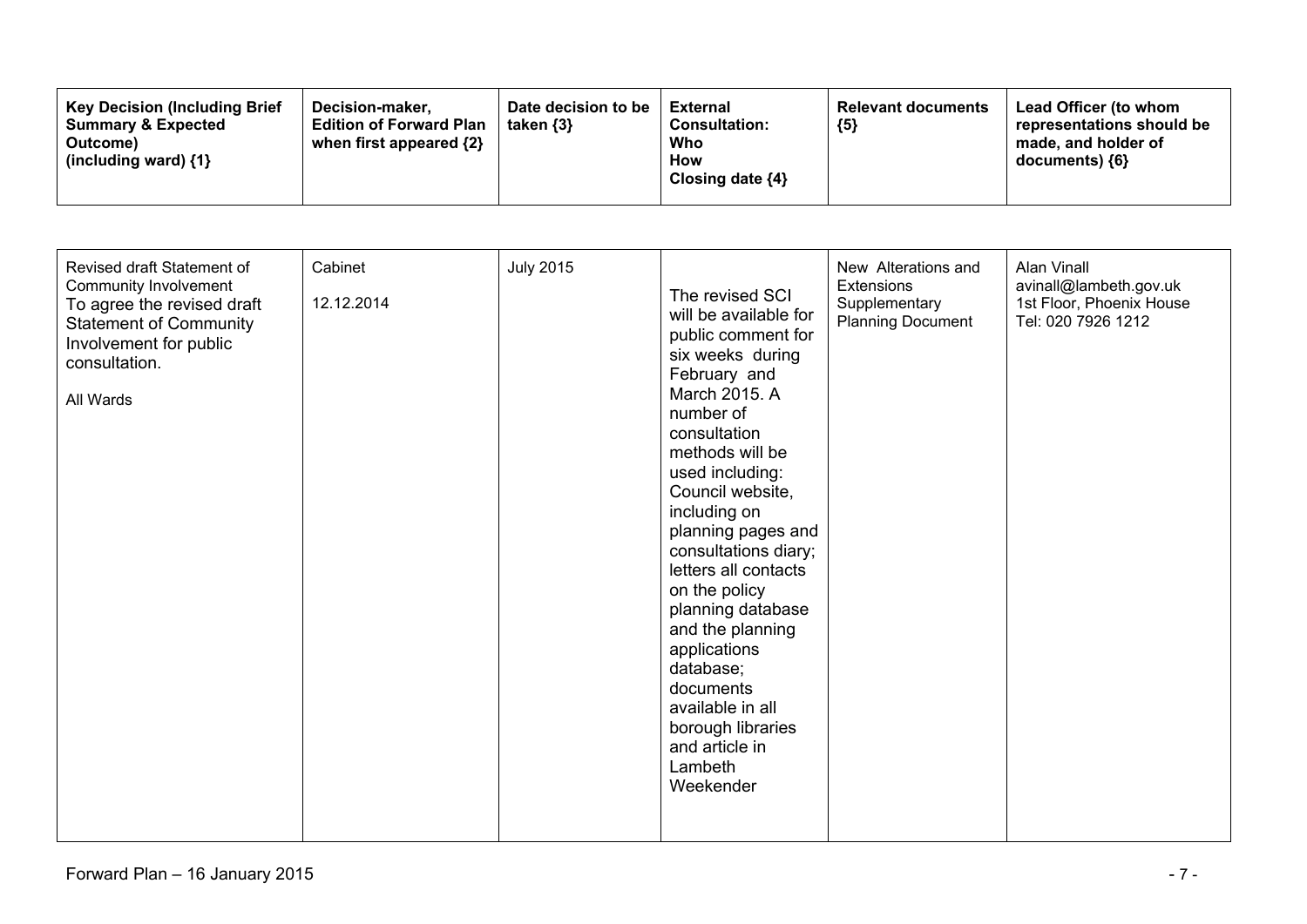| Key Decision (Including Brief Summary & Expected Outcome) (including ward) {1} | Decision-maker, Edition of Forward Plan when first appeared {2} | Date decision to be taken {3} | External Consultation: Who How Closing date {4} | Relevant documents {5} | Lead Officer (to whom representations should be made, and holder of documents) {6} |
|---|---|---|---|---|---|
| Revised draft Statement of Community Involvement<br>To agree the revised draft Statement of Community Involvement for public consultation.<br><br>All Wards | Cabinet<br><br>12.12.2014 | July 2015 | The revised SCI will be available for public comment for six weeks during February and March 2015. A number of consultation methods will be used including: Council website, including on planning pages and consultations diary; letters all contacts on the policy planning database and the planning applications database; documents available in all borough libraries and article in Lambeth Weekender | New Alterations and Extensions Supplementary Planning Document | Alan Vinall<br>avinall@lambeth.gov.uk<br>1st Floor, Phoenix House<br>Tel: 020 7926 1212 |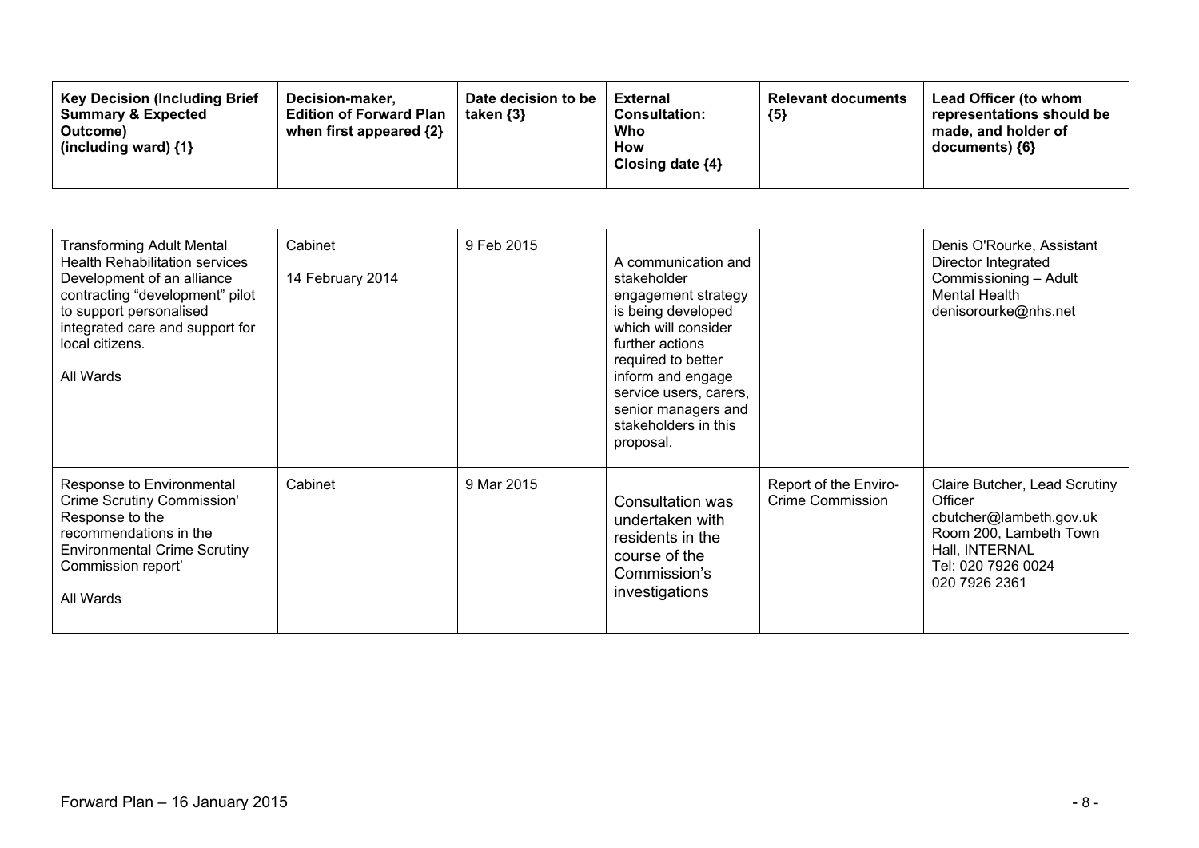| Key Decision (Including Brief Summary & Expected Outcome) (including ward) {1} | Decision-maker, Edition of Forward Plan when first appeared {2} | Date decision to be taken {3} | External Consultation: Who How Closing date {4} | Relevant documents {5} | Lead Officer (to whom representations should be made, and holder of documents) {6} |
|---|---|---|---|---|---|
| Transforming Adult Mental Health Rehabilitation services Development of an alliance contracting "development" pilot to support personalised integrated care and support for local citizens.<br><br>All Wards | Cabinet<br><br>14 February 2014 | 9 Feb 2015 | A communication and stakeholder engagement strategy is being developed which will consider further actions required to better inform and engage service users, carers, senior managers and stakeholders in this proposal. | | Denis O'Rourke, Assistant Director Integrated Commissioning – Adult Mental Health denisorourke@nhs.net |
| Response to Environmental Crime Scrutiny Commission' Response to the recommendations in the Environmental Crime Scrutiny Commission report'<br><br>All Wards | Cabinet | 9 Mar 2015 | Consultation was undertaken with residents in the course of the Commission's investigations | Report of the Enviro-Crime Commission | Claire Butcher, Lead Scrutiny Officer cbutcher@lambeth.gov.uk Room 200, Lambeth Town Hall, INTERNAL Tel: 020 7926 0024 020 7926 2361 |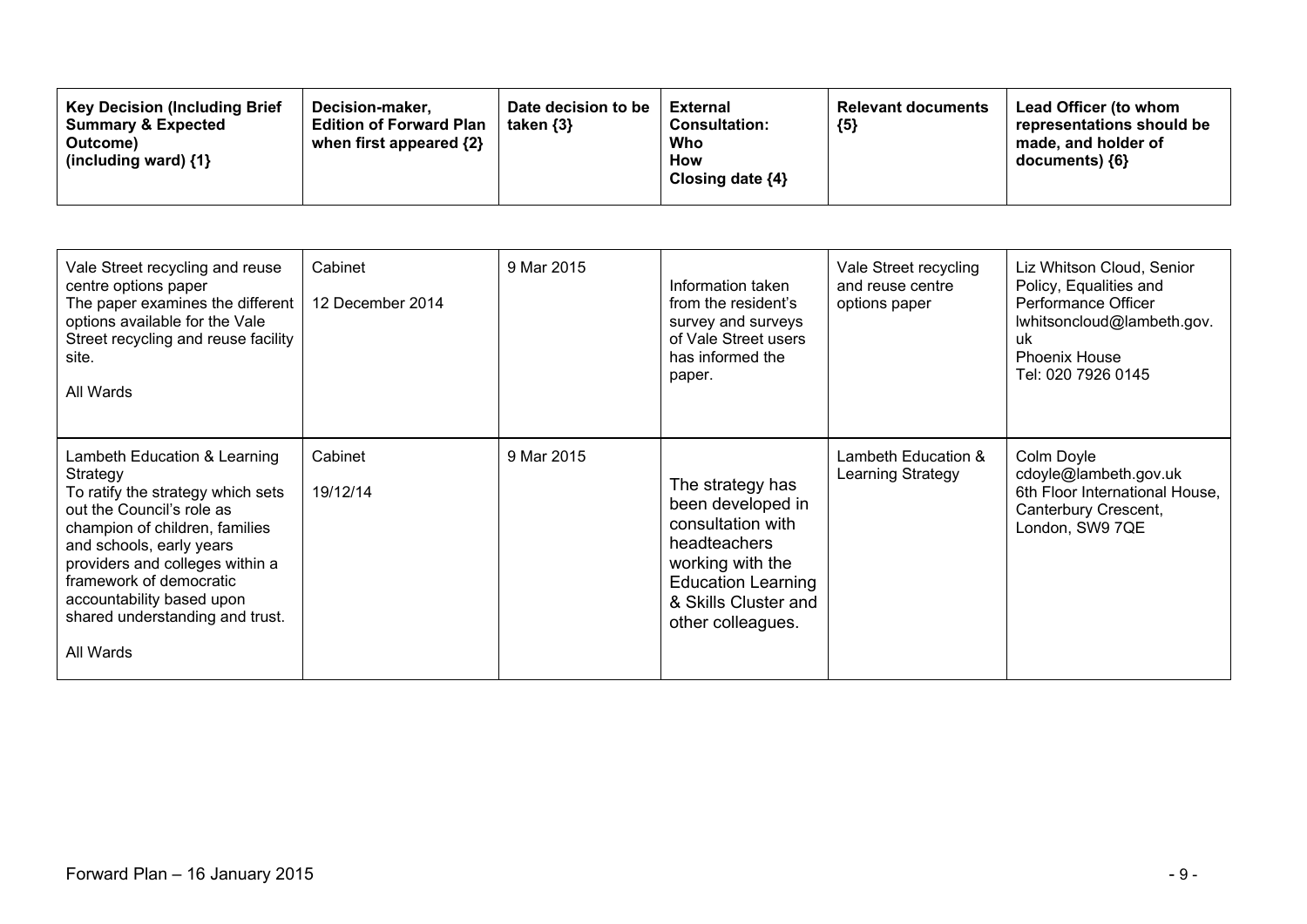| Key Decision (Including Brief Summary & Expected Outcome) (including ward) {1} | Decision-maker, Edition of Forward Plan when first appeared {2} | Date decision to be taken {3} | External Consultation: Who How Closing date {4} | Relevant documents {5} | Lead Officer (to whom representations should be made, and holder of documents) {6} |
|---|---|---|---|---|---|
| Vale Street recycling and reuse centre options paper<br>The paper examines the different options available for the Vale Street recycling and reuse facility site.<br><br>All Wards | Cabinet<br><br>12 December 2014 | 9 Mar 2015 | Information taken from the resident's survey and surveys of Vale Street users has informed the paper. | Vale Street recycling and reuse centre options paper | Liz Whitson Cloud, Senior Policy, Equalities and Performance Officer<br>lwhitsoncloud@lambeth.gov.uk<br>Phoenix House<br>Tel: 020 7926 0145 |
| Lambeth Education & Learning Strategy<br>To ratify the strategy which sets out the Council's role as champion of children, families and schools, early years providers and colleges within a framework of democratic accountability based upon shared understanding and trust.<br><br>All Wards | Cabinet<br><br>19/12/14 | 9 Mar 2015 | The strategy has been developed in consultation with headteachers working with the Education Learning & Skills Cluster and other colleagues. | Lambeth Education & Learning Strategy | Colm Doyle<br>cdoyle@lambeth.gov.uk<br>6th Floor International House, Canterbury Crescent, London, SW9 7QE |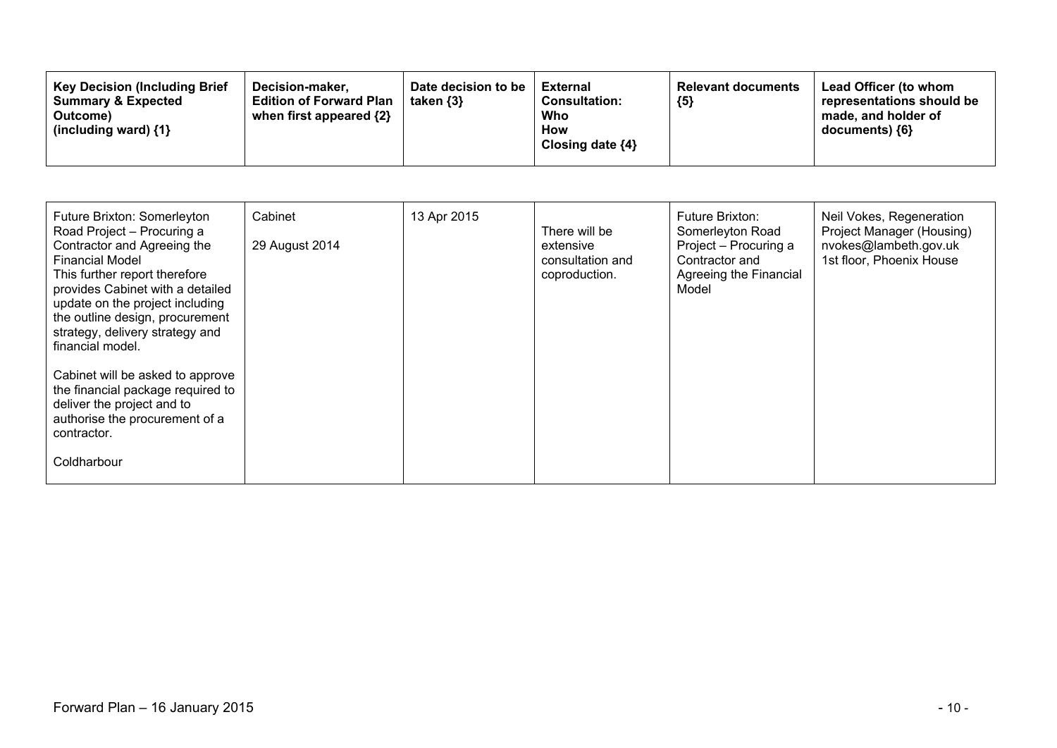| Key Decision (Including Brief Summary & Expected Outcome) (including ward) {1} | Decision-maker, Edition of Forward Plan when first appeared {2} | Date decision to be taken {3} | External Consultation: Who How Closing date {4} | Relevant documents {5} | Lead Officer (to whom representations should be made, and holder of documents) {6} |
|---|---|---|---|---|---|
| Future Brixton: Somerleyton Road Project – Procuring a Contractor and Agreeing the Financial Model<br>This further report therefore provides Cabinet with a detailed update on the project including the outline design, procurement strategy, delivery strategy and financial model.<br><br>Cabinet will be asked to approve the financial package required to deliver the project and to authorise the procurement of a contractor.<br><br>Coldharbour | Cabinet<br><br>29 August 2014 | 13 Apr 2015 | There will be extensive consultation and coproduction. | Future Brixton: Somerleyton Road Project – Procuring a Contractor and Agreeing the Financial Model | Neil Vokes, Regeneration Project Manager (Housing)<br>nvokes@lambeth.gov.uk<br>1st floor, Phoenix House |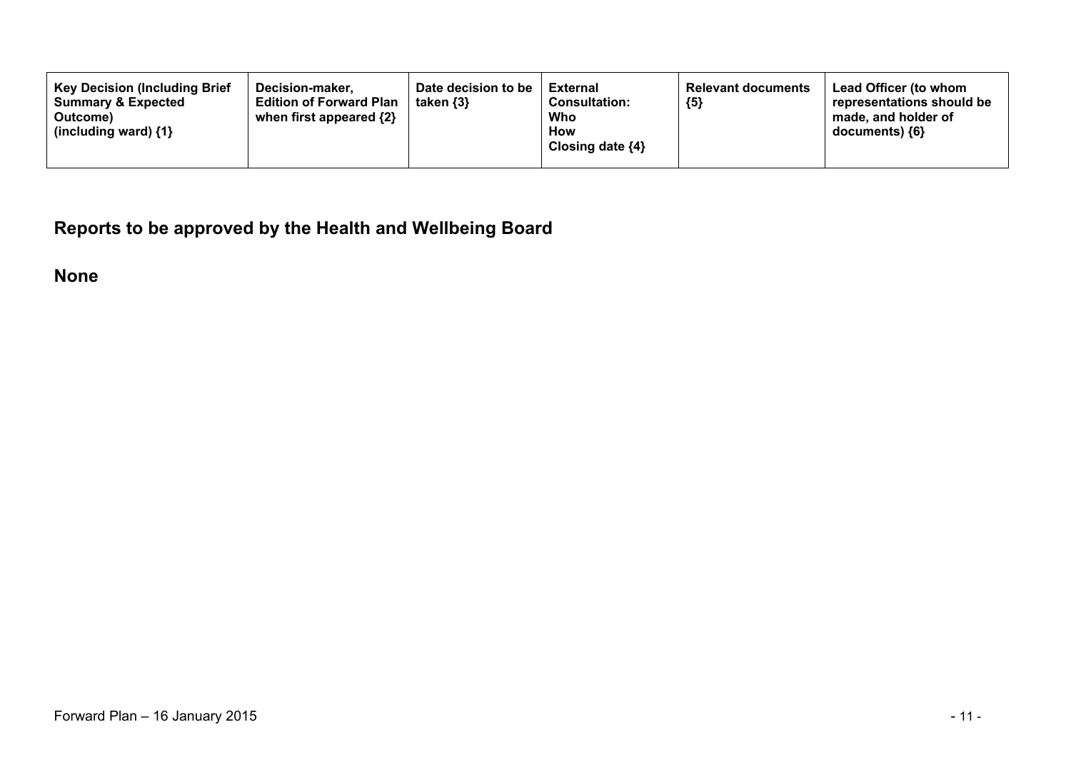| Key Decision (Including Brief Summary & Expected Outcome) (including ward) {1} | Decision-maker, Edition of Forward Plan when first appeared {2} | Date decision to be taken {3} | External Consultation: Who How Closing date {4} | Relevant documents {5} | Lead Officer (to whom representations should be made, and holder of documents) {6} |
|---|---|---|---|---|---|

## Reports to be approved by the Health and Wellbeing Board

**None**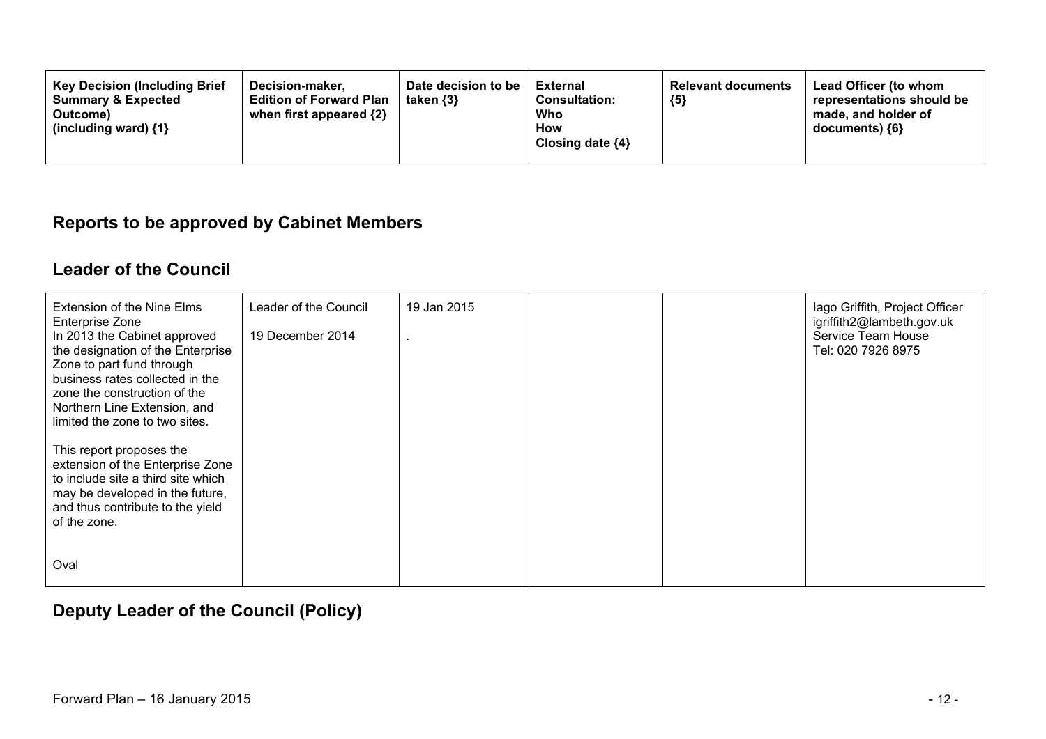| Key Decision (Including Brief Summary & Expected Outcome) (including ward) {1} | Decision-maker, Edition of Forward Plan when first appeared {2} | Date decision to be taken {3} | External Consultation: Who How Closing date {4} | Relevant documents {5} | Lead Officer (to whom representations should be made, and holder of documents) {6} |
|---|---|---|---|---|---|

## Reports to be approved by Cabinet Members

### Leader of the Council

| | | | | | |
|---|---|---|---|---|---|
| Extension of the Nine Elms Enterprise Zone<br>In 2013 the Cabinet approved the designation of the Enterprise Zone to part fund through business rates collected in the zone the construction of the Northern Line Extension, and limited the zone to two sites.<br><br>This report proposes the extension of the Enterprise Zone to include site a third site which may be developed in the future, and thus contribute to the yield of the zone.<br><br>Oval | Leader of the Council<br><br>19 December 2014 | 19 Jan 2015<br><br>. | | | Iago Griffith, Project Officer<br>igriffith2@lambeth.gov.uk<br>Service Team House<br>Tel: 020 7926 8975 |

### Deputy Leader of the Council (Policy)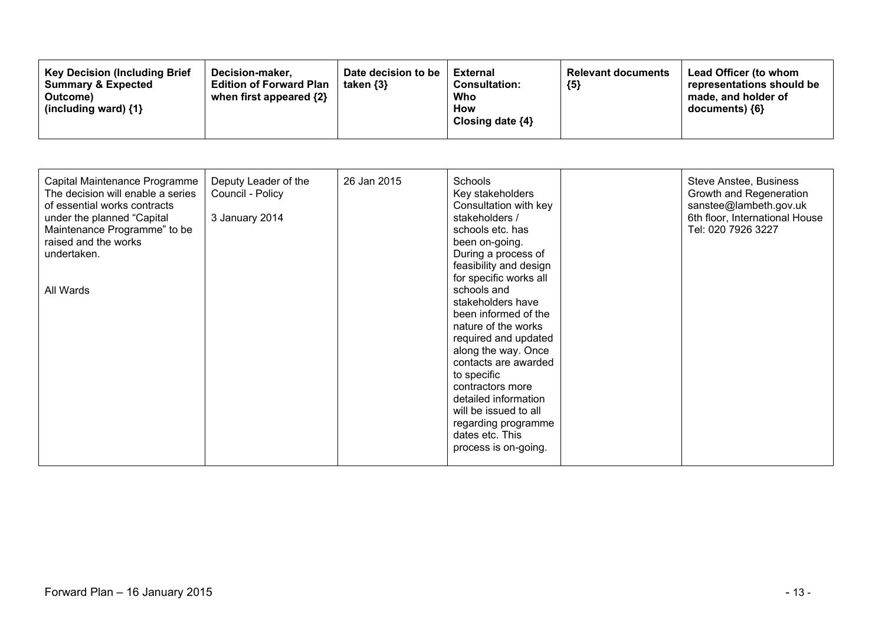| Key Decision (Including Brief Summary & Expected Outcome) (including ward) {1} | Decision-maker, Edition of Forward Plan when first appeared {2} | Date decision to be taken {3} | External Consultation: Who How Closing date {4} | Relevant documents {5} | Lead Officer (to whom representations should be made, and holder of documents) {6} |
|---|---|---|---|---|---|
| Capital Maintenance Programme The decision will enable a series of essential works contracts under the planned "Capital Maintenance Programme" to be raised and the works undertaken.<br><br>All Wards | Deputy Leader of the Council - Policy<br><br>3 January 2014 | 26 Jan 2015 | Schools Key stakeholders Consultation with key stakeholders / schools etc. has been on-going. During a process of feasibility and design for specific works all schools and stakeholders have been informed of the nature of the works required and updated along the way. Once contacts are awarded to specific contractors more detailed information will be issued to all regarding programme dates etc. This process is on-going. | | Steve Anstee, Business Growth and Regeneration sanstee@lambeth.gov.uk 6th floor, International House Tel: 020 7926 3227 |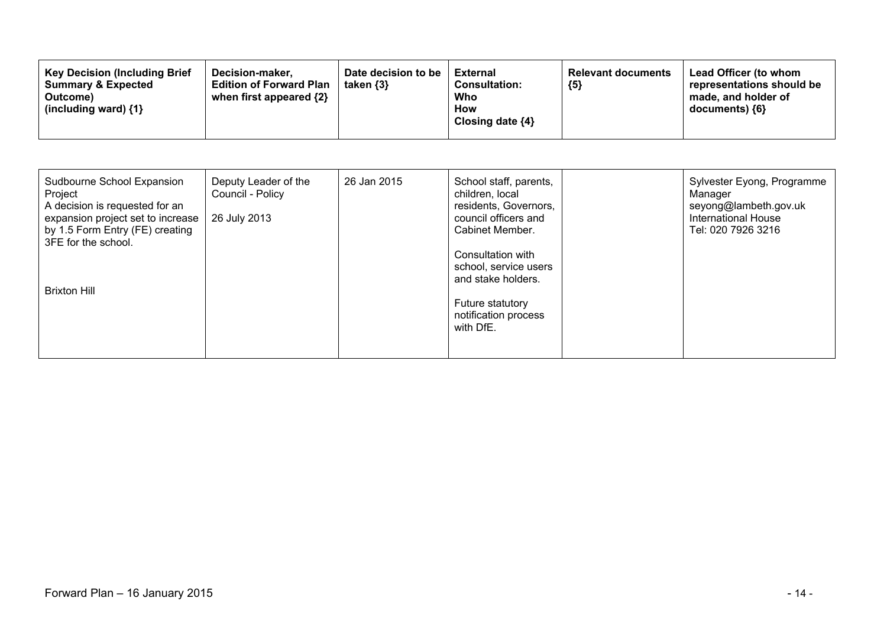| Key Decision (Including Brief Summary & Expected Outcome) (including ward) {1} | Decision-maker, Edition of Forward Plan when first appeared {2} | Date decision to be taken {3} | External Consultation: Who How Closing date {4} | Relevant documents {5} | Lead Officer (to whom representations should be made, and holder of documents) {6} |
|---|---|---|---|---|---|
| Sudbourne School Expansion Project<br>A decision is requested for an expansion project set to increase by 1.5 Form Entry (FE) creating 3FE for the school.<br><br>Brixton Hill | Deputy Leader of the Council - Policy<br><br>26 July 2013 | 26 Jan 2015 | School staff, parents, children, local residents, Governors, council officers and Cabinet Member.<br><br>Consultation with school, service users and stake holders.<br><br>Future statutory notification process with DfE. | | Sylvester Eyong, Programme Manager<br>seyong@lambeth.gov.uk<br>International House<br>Tel: 020 7926 3216 |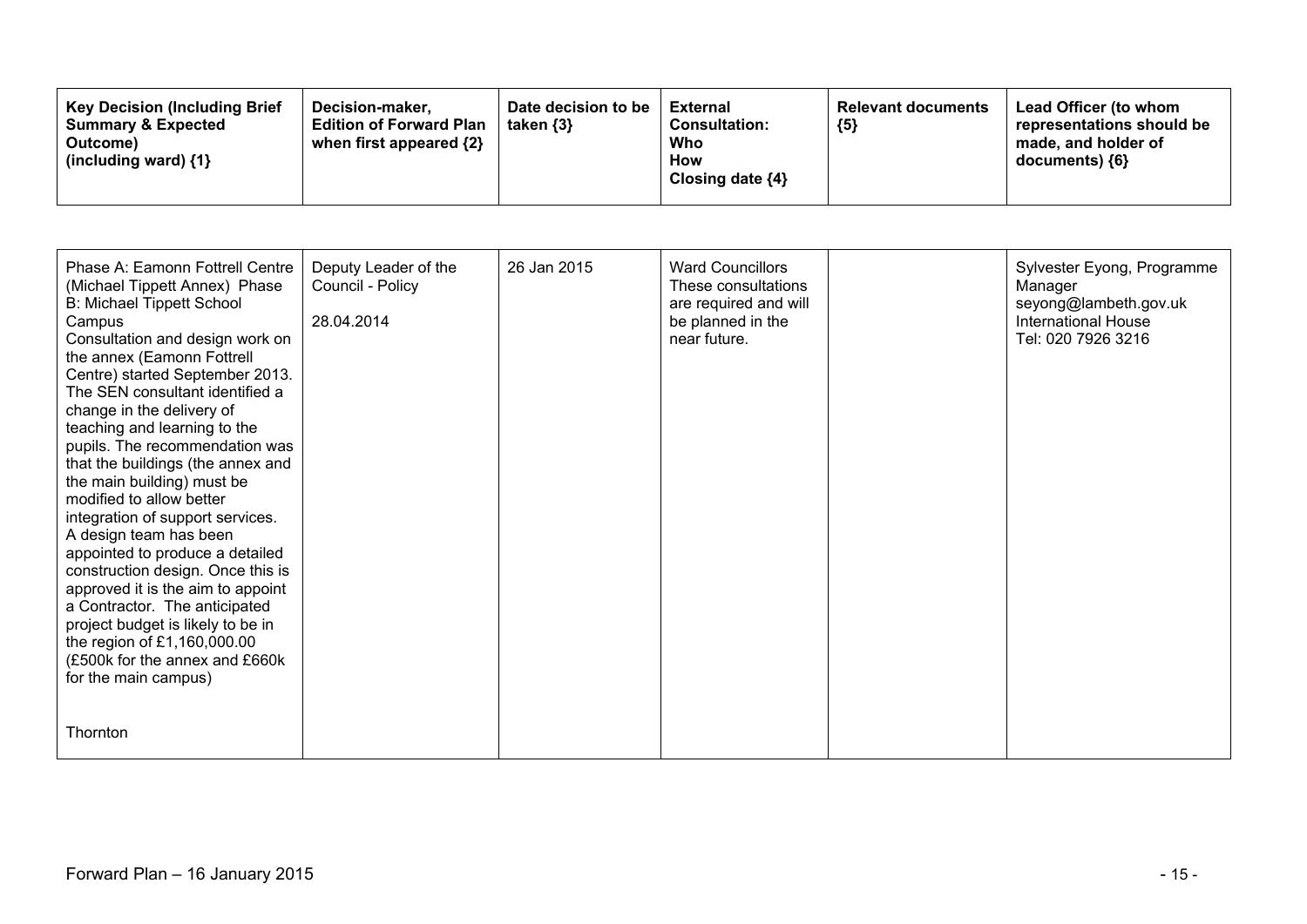| Key Decision (Including Brief Summary & Expected Outcome) (including ward) {1} | Decision-maker, Edition of Forward Plan when first appeared {2} | Date decision to be taken {3} | External Consultation: Who How Closing date {4} | Relevant documents {5} | Lead Officer (to whom representations should be made, and holder of documents) {6} |
|---|---|---|---|---|---|
| Phase A: Eamonn Fottrell Centre (Michael Tippett Annex) Phase B: Michael Tippett School Campus<br>Consultation and design work on the annex (Eamonn Fottrell Centre) started September 2013. The SEN consultant identified a change in the delivery of teaching and learning to the pupils. The recommendation was that the buildings (the annex and the main building) must be modified to allow better integration of support services. A design team has been appointed to produce a detailed construction design. Once this is approved it is the aim to appoint a Contractor. The anticipated project budget is likely to be in the region of £1,160,000.00 (£500k for the annex and £660k for the main campus)<br><br>Thornton | Deputy Leader of the Council - Policy<br><br>28.04.2014 | 26 Jan 2015 | Ward Councillors These consultations are required and will be planned in the near future. | | Sylvester Eyong, Programme Manager<br>seyong@lambeth.gov.uk<br>International House<br>Tel: 020 7926 3216 |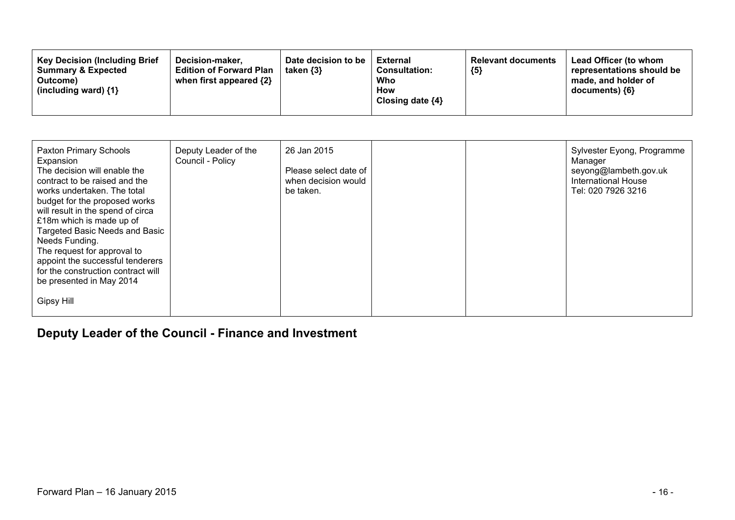| Key Decision (Including Brief Summary & Expected Outcome) (including ward) {1} | Decision-maker, Edition of Forward Plan when first appeared {2} | Date decision to be taken {3} | External Consultation: Who How Closing date {4} | Relevant documents {5} | Lead Officer (to whom representations should be made, and holder of documents) {6} |
|---|---|---|---|---|---|
| Paxton Primary Schools Expansion<br>The decision will enable the contract to be raised and the works undertaken. The total budget for the proposed works will result in the spend of circa £18m which is made up of Targeted Basic Needs and Basic Needs Funding.<br>The request for approval to appoint the successful tenderers for the construction contract will be presented in May 2014<br><br>Gipsy Hill | Deputy Leader of the Council - Policy | 26 Jan 2015<br><br>Please select date of when decision would be taken. | | | Sylvester Eyong, Programme Manager<br>seyong@lambeth.gov.uk<br>International House<br>Tel: 020 7926 3216 |

## Deputy Leader of the Council - Finance and Investment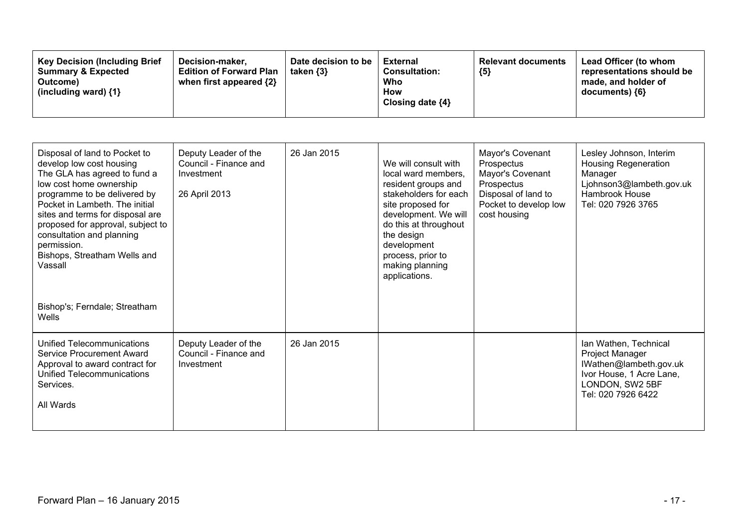| Key Decision (Including Brief Summary & Expected Outcome) (including ward) {1} | Decision-maker, Edition of Forward Plan when first appeared {2} | Date decision to be taken {3} | External Consultation: Who How Closing date {4} | Relevant documents {5} | Lead Officer (to whom representations should be made, and holder of documents) {6} |
|---|---|---|---|---|---|
| Disposal of land to Pocket to develop low cost housing<br>The GLA has agreed to fund a low cost home ownership programme to be delivered by Pocket in Lambeth. The initial sites and terms for disposal are proposed for approval, subject to consultation and planning permission.<br>Bishops, Streatham Wells and Vassall<br><br>Bishop's; Ferndale; Streatham Wells | Deputy Leader of the Council - Finance and Investment<br><br>26 April 2013 | 26 Jan 2015 | We will consult with local ward members, resident groups and stakeholders for each site proposed for development. We will do this at throughout the design development process, prior to making planning applications. | Mayor's Covenant Prospectus<br>Mayor's Covenant Prospectus<br>Disposal of land to Pocket to develop low cost housing | Lesley Johnson, Interim Housing Regeneration Manager<br>Ljohnson3@lambeth.gov.uk<br>Hambrook House<br>Tel: 020 7926 3765 |
| Unified Telecommunications Service Procurement Award<br>Approval to award contract for Unified Telecommunications Services.<br><br>All Wards | Deputy Leader of the Council - Finance and Investment | 26 Jan 2015 | | | Ian Wathen, Technical Project Manager<br>IWathen@lambeth.gov.uk<br>Ivor House, 1 Acre Lane, LONDON, SW2 5BF<br>Tel: 020 7926 6422 |

Forward Plan – 16 January 2015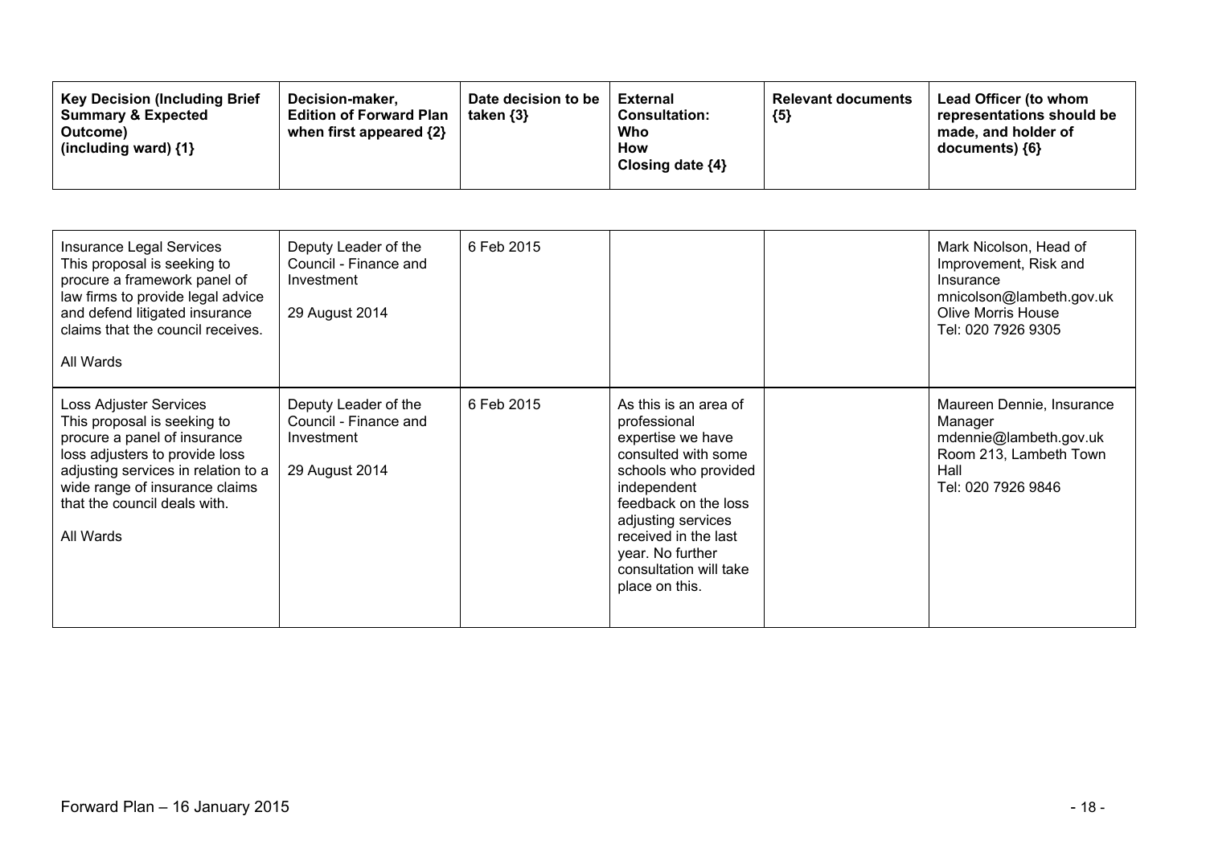| Key Decision (Including Brief Summary & Expected Outcome) (including ward) {1} | Decision-maker, Edition of Forward Plan when first appeared {2} | Date decision to be taken {3} | External Consultation: Who How Closing date {4} | Relevant documents {5} | Lead Officer (to whom representations should be made, and holder of documents) {6} |
|---|---|---|---|---|---|
| Insurance Legal Services<br>This proposal is seeking to procure a framework panel of law firms to provide legal advice and defend litigated insurance claims that the council receives.<br><br>All Wards | Deputy Leader of the Council - Finance and Investment<br><br>29 August 2014 | 6 Feb 2015 | | | Mark Nicolson, Head of Improvement, Risk and Insurance<br>mnicolson@lambeth.gov.uk<br>Olive Morris House<br>Tel: 020 7926 9305 |
| Loss Adjuster Services<br>This proposal is seeking to procure a panel of insurance loss adjusters to provide loss adjusting services in relation to a wide range of insurance claims that the council deals with.<br><br>All Wards | Deputy Leader of the Council - Finance and Investment<br><br>29 August 2014 | 6 Feb 2015 | As this is an area of professional expertise we have consulted with some schools who provided independent feedback on the loss adjusting services received in the last year. No further consultation will take place on this. | | Maureen Dennie, Insurance Manager<br>mdennie@lambeth.gov.uk<br>Room 213, Lambeth Town Hall<br>Tel: 020 7926 9846 |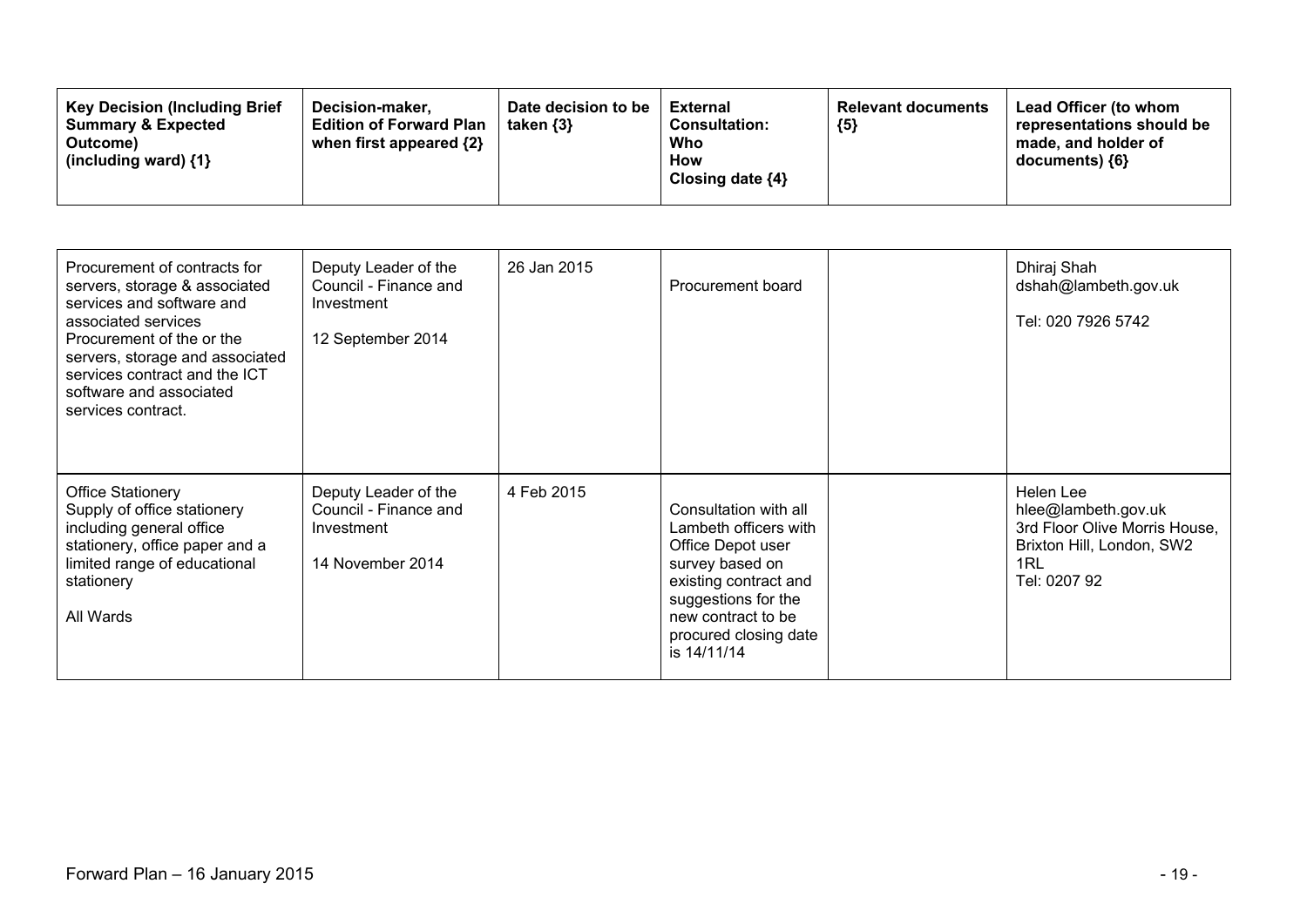| Key Decision (Including Brief Summary & Expected Outcome) (including ward) {1} | Decision-maker, Edition of Forward Plan when first appeared {2} | Date decision to be taken {3} | External Consultation: Who How Closing date {4} | Relevant documents {5} | Lead Officer (to whom representations should be made, and holder of documents) {6} |
|---|---|---|---|---|---|
| Procurement of contracts for servers, storage & associated services and software and associated services<br>Procurement of the or the servers, storage and associated services contract and the ICT software and associated services contract. | Deputy Leader of the Council - Finance and Investment<br><br>12 September 2014 | 26 Jan 2015 | Procurement board | | Dhiraj Shah<br>dshah@lambeth.gov.uk<br><br>Tel: 020 7926 5742 |
| Office Stationery<br>Supply of office stationery including general office stationery, office paper and a limited range of educational stationery<br><br>All Wards | Deputy Leader of the Council - Finance and Investment<br><br>14 November 2014 | 4 Feb 2015 | Consultation with all Lambeth officers with Office Depot user survey based on existing contract and suggestions for the new contract to be procured closing date is 14/11/14 | | Helen Lee<br>hlee@lambeth.gov.uk<br>3rd Floor Olive Morris House, Brixton Hill, London, SW2 1RL<br>Tel: 0207 92 |

Forward Plan – 16 January 2015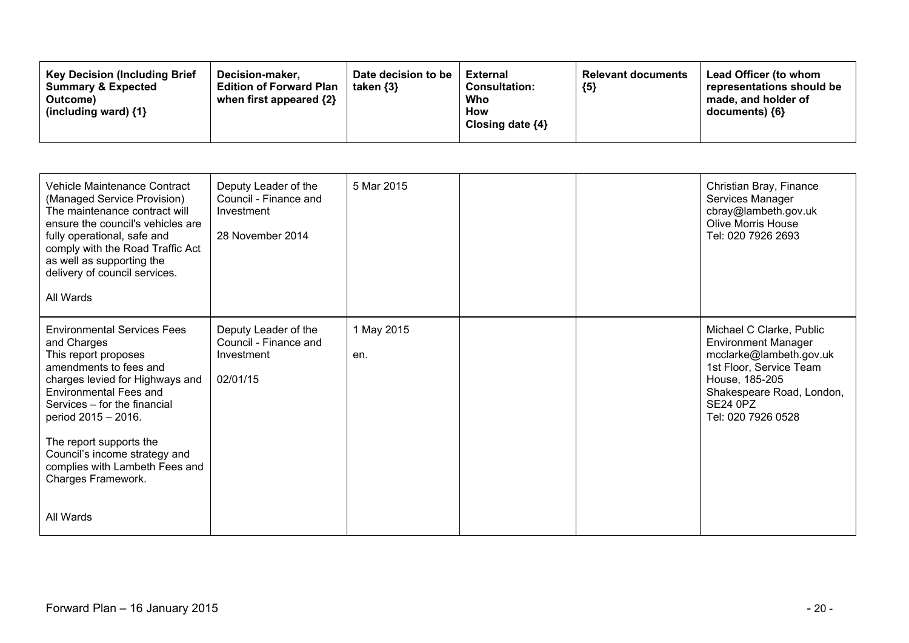| Key Decision (Including Brief Summary & Expected Outcome) (including ward) {1} | Decision-maker, Edition of Forward Plan when first appeared {2} | Date decision to be taken {3} | External Consultation: Who How Closing date {4} | Relevant documents {5} | Lead Officer (to whom representations should be made, and holder of documents) {6} |
|---|---|---|---|---|---|
| Vehicle Maintenance Contract (Managed Service Provision)<br>The maintenance contract will ensure the council's vehicles are fully operational, safe and comply with the Road Traffic Act as well as supporting the delivery of council services.<br><br>All Wards | Deputy Leader of the Council - Finance and Investment<br><br>28 November 2014 | 5 Mar 2015 | | | Christian Bray, Finance Services Manager<br>cbray@lambeth.gov.uk<br>Olive Morris House<br>Tel: 020 7926 2693 |
| Environmental Services Fees and Charges<br>This report proposes amendments to fees and charges levied for Highways and Environmental Fees and Services – for the financial period 2015 – 2016.<br><br>The report supports the Council's income strategy and complies with Lambeth Fees and Charges Framework.<br><br>All Wards | Deputy Leader of the Council - Finance and Investment<br><br>02/01/15 | 1 May 2015<br><br>en. | | | Michael C Clarke, Public Environment Manager<br>mcclarke@lambeth.gov.uk<br>1st Floor, Service Team House, 185-205 Shakespeare Road, London, SE24 0PZ<br>Tel: 020 7926 0528 |

Forward Plan – 16 January 2015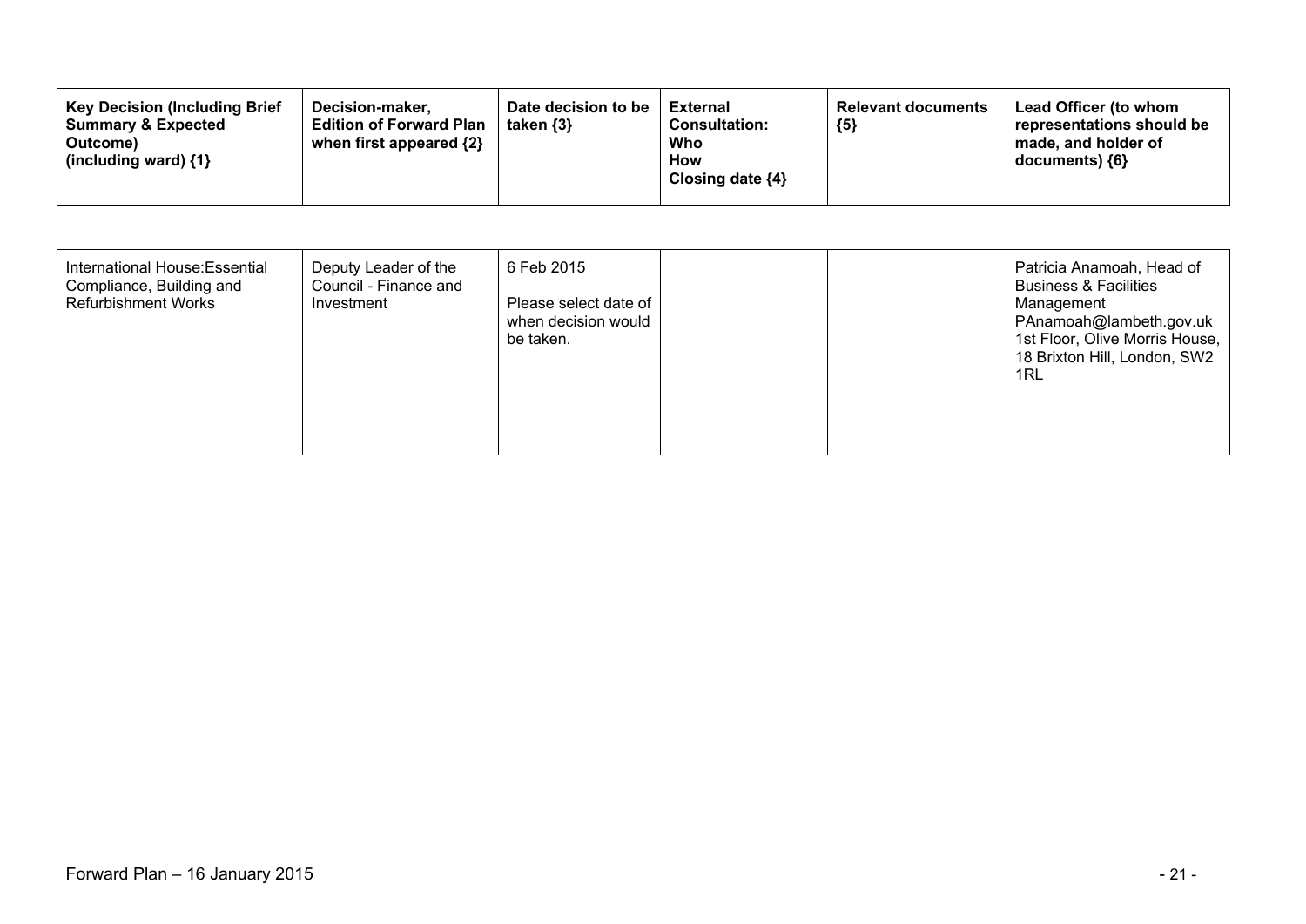| Key Decision (Including Brief Summary & Expected Outcome) (including ward) {1} | Decision-maker, Edition of Forward Plan when first appeared {2} | Date decision to be taken {3} | External Consultation: Who How Closing date {4} | Relevant documents {5} | Lead Officer (to whom representations should be made, and holder of documents) {6} |
|---|---|---|---|---|---|
| International House:Essential Compliance, Building and Refurbishment Works | Deputy Leader of the Council - Finance and Investment | 6 Feb 2015<br><br>Please select date of when decision would be taken. | | | Patricia Anamoah, Head of Business & Facilities Management<br>PAnamoah@lambeth.gov.uk<br>1st Floor, Olive Morris House, 18 Brixton Hill, London, SW2 1RL |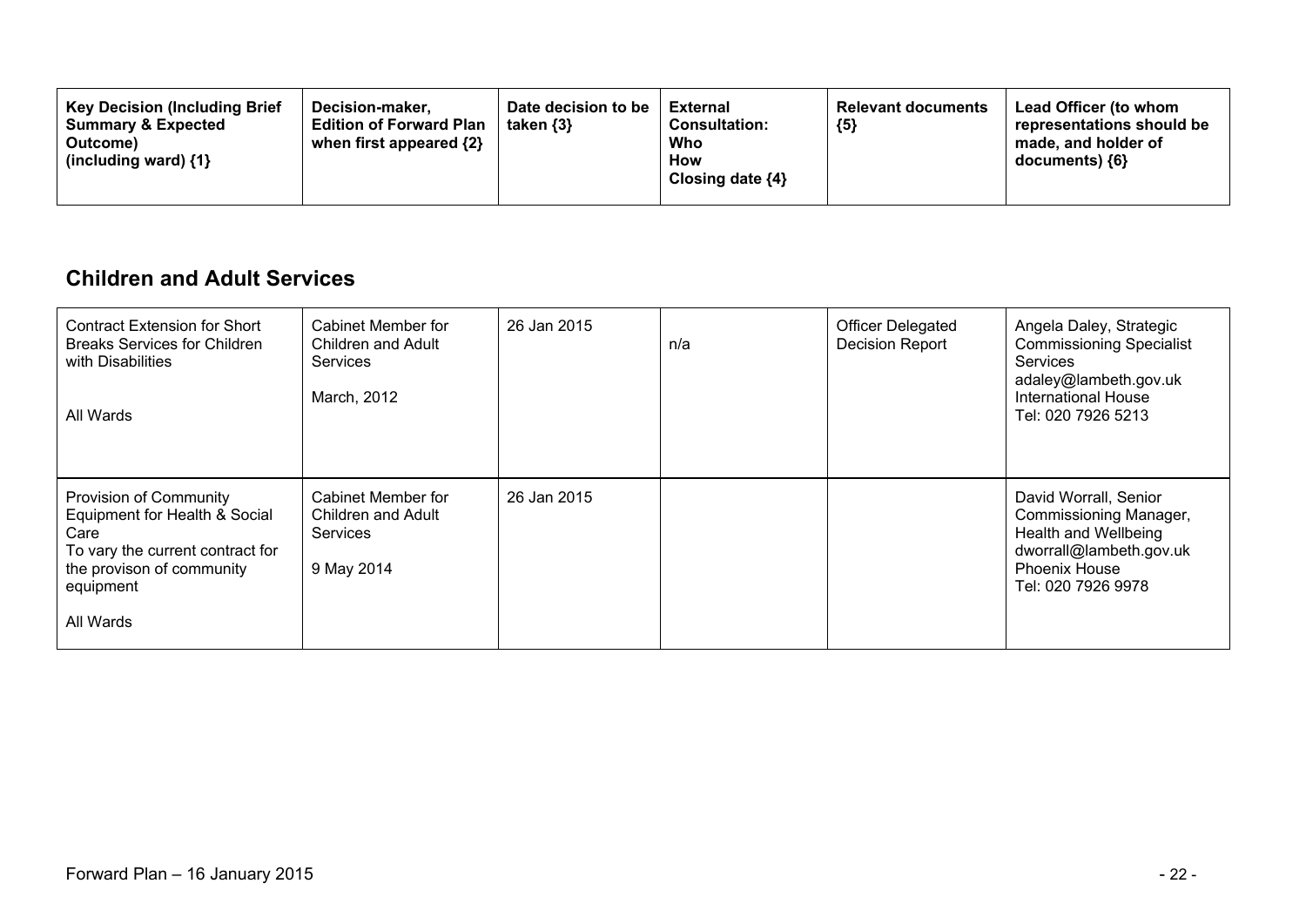| Key Decision (Including Brief Summary & Expected Outcome) (including ward) {1} | Decision-maker, Edition of Forward Plan when first appeared {2} | Date decision to be taken {3} | External Consultation: Who How Closing date {4} | Relevant documents {5} | Lead Officer (to whom representations should be made, and holder of documents) {6} |
|---|---|---|---|---|---|

## Children and Adult Services

| Key Decision (Including Brief Summary & Expected Outcome) (including ward) {1} | Decision-maker, Edition of Forward Plan when first appeared {2} | Date decision to be taken {3} | External Consultation: Who How Closing date {4} | Relevant documents {5} | Lead Officer (to whom representations should be made, and holder of documents) {6} |
|---|---|---|---|---|---|
| Contract Extension for Short Breaks Services for Children with Disabilities<br><br>All Wards | Cabinet Member for Children and Adult Services<br><br>March, 2012 | 26 Jan 2015 | n/a | Officer Delegated Decision Report | Angela Daley, Strategic Commissioning Specialist Services<br>adaley@lambeth.gov.uk<br>International House<br>Tel: 020 7926 5213 |
| Provision of Community Equipment for Health & Social Care<br>To vary the current contract for the provison of community equipment<br><br>All Wards | Cabinet Member for Children and Adult Services<br><br>9 May 2014 | 26 Jan 2015 | | | David Worrall, Senior Commissioning Manager, Health and Wellbeing<br>dworrall@lambeth.gov.uk<br>Phoenix House<br>Tel: 020 7926 9978 |

Forward Plan – 16 January 2015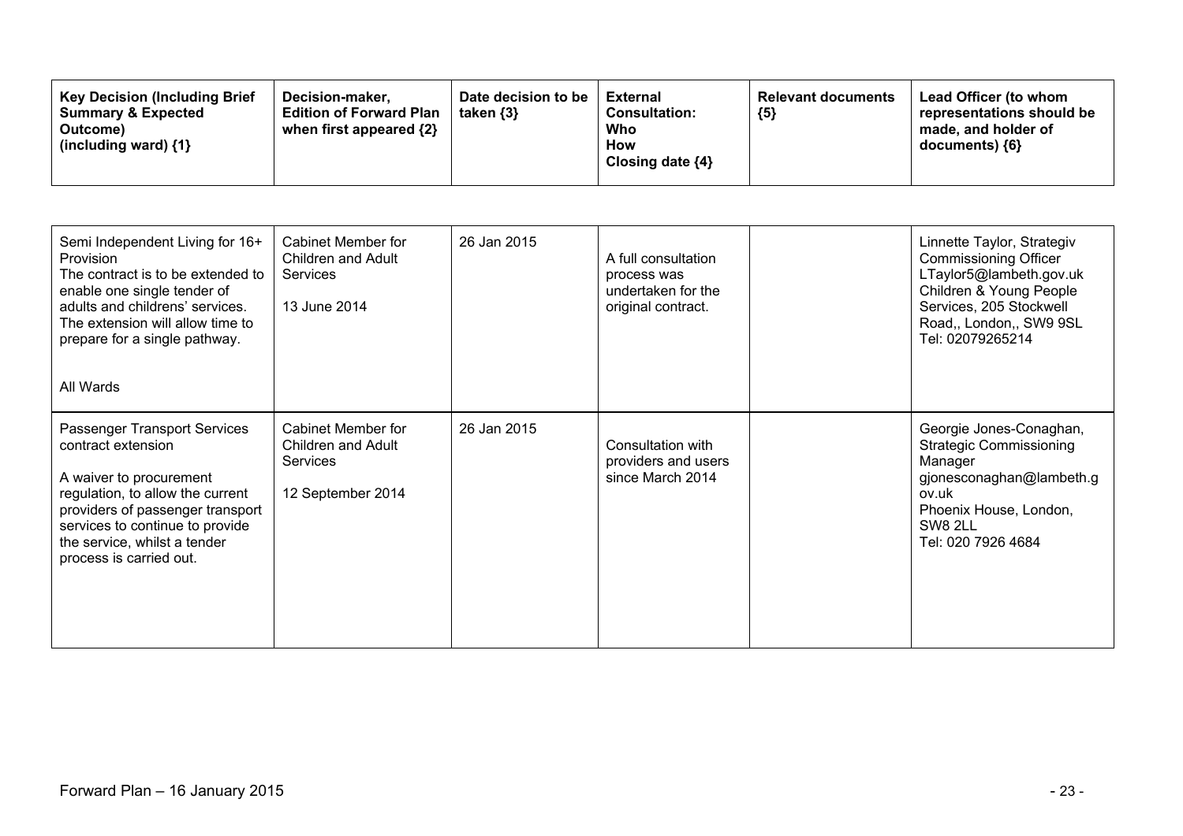| Key Decision (Including Brief Summary & Expected Outcome) (including ward) {1} | Decision-maker, Edition of Forward Plan when first appeared {2} | Date decision to be taken {3} | External Consultation: Who How Closing date {4} | Relevant documents {5} | Lead Officer (to whom representations should be made, and holder of documents) {6} |
|---|---|---|---|---|---|
| Semi Independent Living for 16+ Provision<br>The contract is to be extended to enable one single tender of adults and childrens' services. The extension will allow time to prepare for a single pathway.<br><br>All Wards | Cabinet Member for Children and Adult Services<br><br>13 June 2014 | 26 Jan 2015 | A full consultation process was undertaken for the original contract. | | Linnette Taylor, Strategiv Commissioning Officer<br>LTaylor5@lambeth.gov.uk<br>Children & Young People Services, 205 Stockwell Road,, London,, SW9 9SL<br>Tel: 02079265214 |
| Passenger Transport Services contract extension<br><br>A waiver to procurement regulation, to allow the current providers of passenger transport services to continue to provide the service, whilst a tender process is carried out. | Cabinet Member for Children and Adult Services<br><br>12 September 2014 | 26 Jan 2015 | Consultation with providers and users since March 2014 | | Georgie Jones-Conaghan, Strategic Commissioning Manager<br>gjonesconaghan@lambeth.gov.uk<br>Phoenix House, London, SW8 2LL<br>Tel: 020 7926 4684 |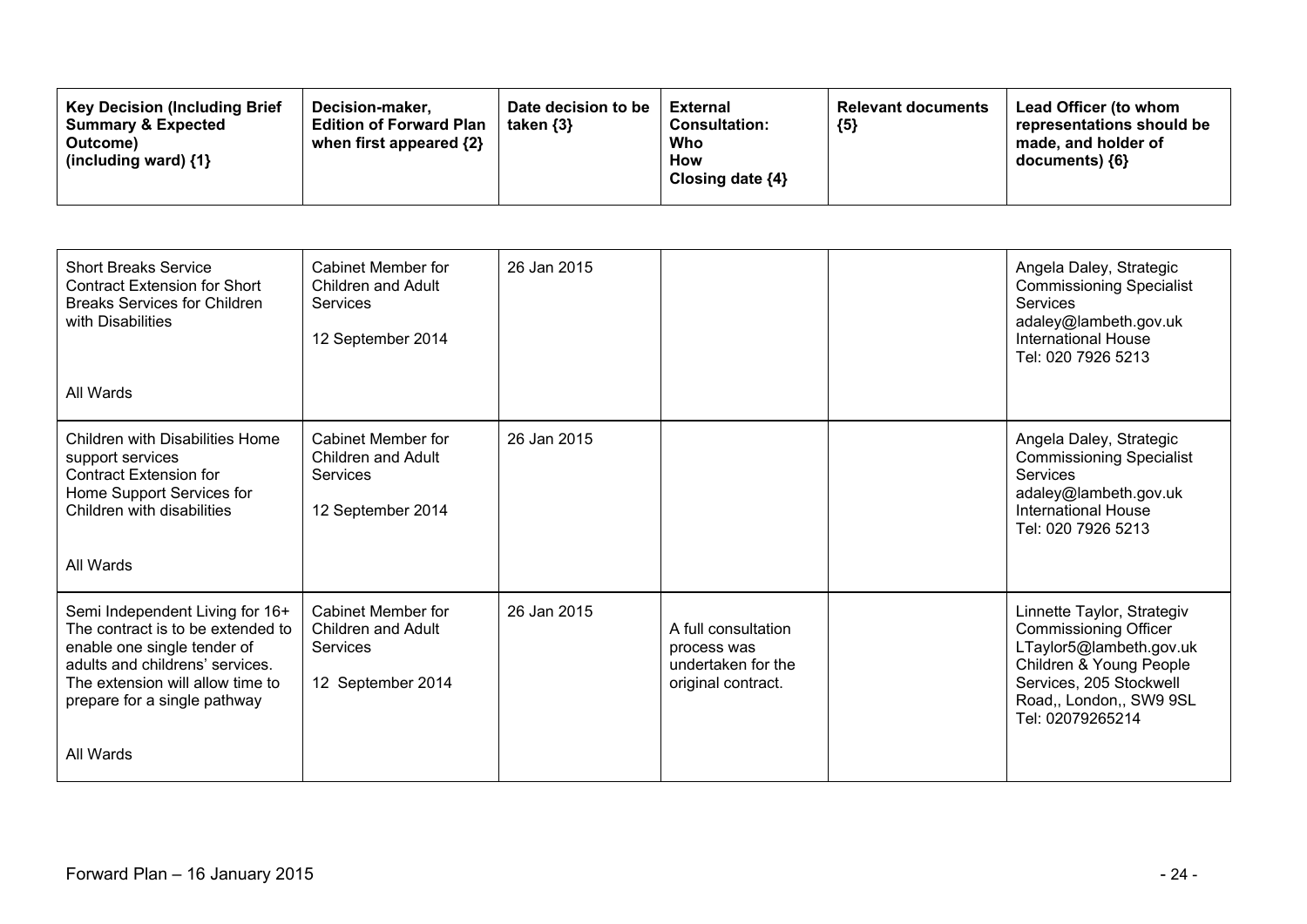| Key Decision (Including Brief Summary & Expected Outcome) (including ward) {1} | Decision-maker, Edition of Forward Plan when first appeared {2} | Date decision to be taken {3} | External Consultation: Who How Closing date {4} | Relevant documents {5} | Lead Officer (to whom representations should be made, and holder of documents) {6} |
|---|---|---|---|---|---|
| Short Breaks Service<br>Contract Extension for Short Breaks Services for Children with Disabilities<br><br>All Wards | Cabinet Member for Children and Adult Services<br><br>12 September 2014 | 26 Jan 2015 | | | Angela Daley, Strategic Commissioning Specialist Services<br>adaley@lambeth.gov.uk<br>International House<br>Tel: 020 7926 5213 |
| Children with Disabilities Home support services<br>Contract Extension for Home Support Services for Children with disabilities<br><br>All Wards | Cabinet Member for Children and Adult Services<br><br>12 September 2014 | 26 Jan 2015 | | | Angela Daley, Strategic Commissioning Specialist Services<br>adaley@lambeth.gov.uk<br>International House<br>Tel: 020 7926 5213 |
| Semi Independent Living for 16+<br>The contract is to be extended to enable one single tender of adults and childrens' services. The extension will allow time to prepare for a single pathway<br><br>All Wards | Cabinet Member for Children and Adult Services<br><br>12 September 2014 | 26 Jan 2015 | A full consultation process was undertaken for the original contract. | | Linnette Taylor, Strategiv Commissioning Officer<br>LTaylor5@lambeth.gov.uk<br>Children & Young People Services, 205 Stockwell Road,, London,, SW9 9SL<br>Tel: 02079265214 |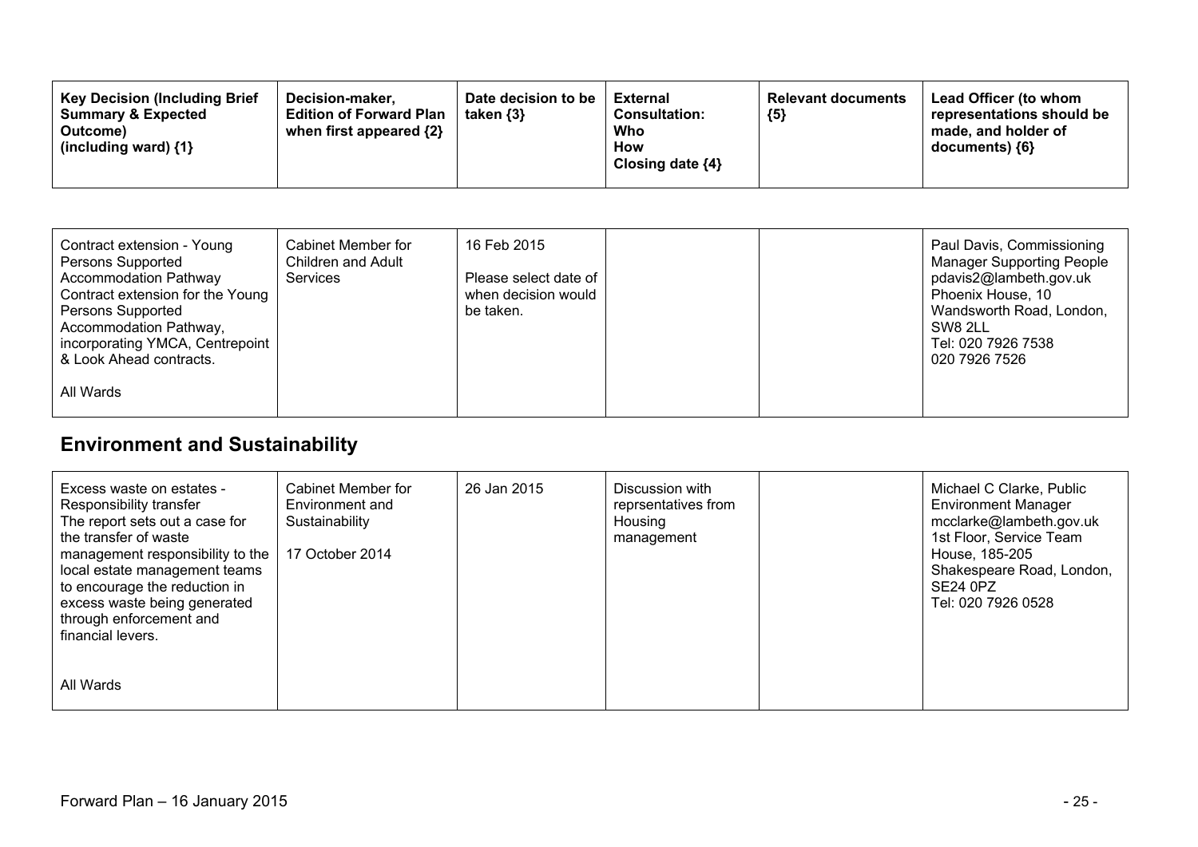| Key Decision (Including Brief Summary & Expected Outcome) (including ward) {1} | Decision-maker, Edition of Forward Plan when first appeared {2} | Date decision to be taken {3} | External Consultation: Who How Closing date {4} | Relevant documents {5} | Lead Officer (to whom representations should be made, and holder of documents) {6} |
|---|---|---|---|---|---|
| Contract extension - Young Persons Supported Accommodation Pathway<br>Contract extension for the Young Persons Supported Accommodation Pathway, incorporating YMCA, Centrepoint & Look Ahead contracts.<br><br>All Wards | Cabinet Member for Children and Adult Services | 16 Feb 2015<br><br>Please select date of when decision would be taken. | | | Paul Davis, Commissioning Manager Supporting People<br>pdavis2@lambeth.gov.uk<br>Phoenix House, 10 Wandsworth Road, London, SW8 2LL<br>Tel: 020 7926 7538<br>020 7926 7526 |

## Environment and Sustainability

| Key Decision (Including Brief Summary & Expected Outcome) (including ward) {1} | Decision-maker, Edition of Forward Plan when first appeared {2} | Date decision to be taken {3} | External Consultation: Who How Closing date {4} | Relevant documents {5} | Lead Officer (to whom representations should be made, and holder of documents) {6} |
|---|---|---|---|---|---|
| Excess waste on estates - Responsibility transfer<br>The report sets out a case for the transfer of waste management responsibility to the local estate management teams to encourage the reduction in excess waste being generated through enforcement and financial levers.<br><br>All Wards | Cabinet Member for Environment and Sustainability<br><br>17 October 2014 | 26 Jan 2015 | Discussion with reprsentatives from Housing management | | Michael C Clarke, Public Environment Manager<br>mcclarke@lambeth.gov.uk<br>1st Floor, Service Team House, 185-205 Shakespeare Road, London, SE24 0PZ<br>Tel: 020 7926 0528 |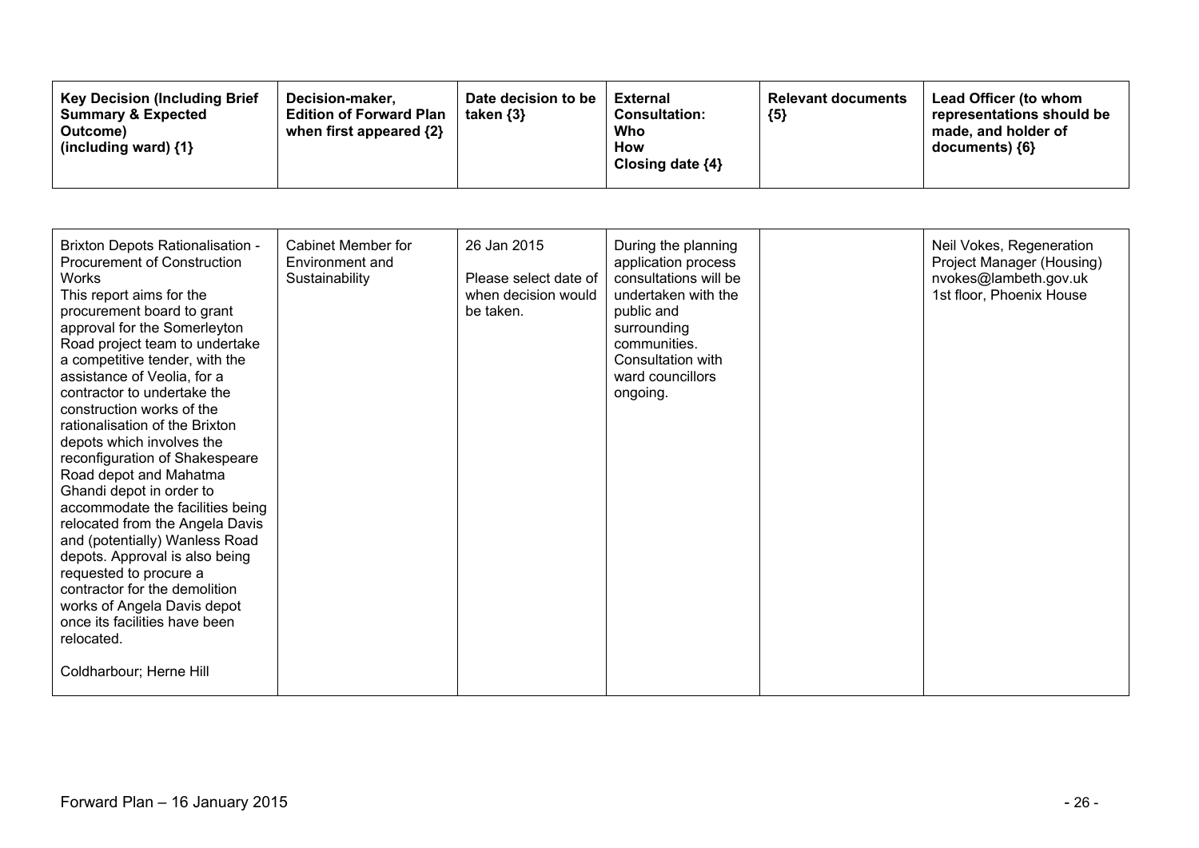| Key Decision (Including Brief Summary & Expected Outcome) (including ward) {1} | Decision-maker, Edition of Forward Plan when first appeared {2} | Date decision to be taken {3} | External Consultation: Who How Closing date {4} | Relevant documents {5} | Lead Officer (to whom representations should be made, and holder of documents) {6} |
|---|---|---|---|---|---|
| Brixton Depots Rationalisation - Procurement of Construction Works<br>This report aims for the procurement board to grant approval for the Somerleyton Road project team to undertake a competitive tender, with the assistance of Veolia, for a contractor to undertake the construction works of the rationalisation of the Brixton depots which involves the reconfiguration of Shakespeare Road depot and Mahatma Ghandi depot in order to accommodate the facilities being relocated from the Angela Davis and (potentially) Wanless Road depots. Approval is also being requested to procure a contractor for the demolition works of Angela Davis depot once its facilities have been relocated.<br><br>Coldharbour; Herne Hill | Cabinet Member for Environment and Sustainability | 26 Jan 2015<br><br>Please select date of when decision would be taken. | During the planning application process consultations will be undertaken with the public and surrounding communities. Consultation with ward councillors ongoing. | | Neil Vokes, Regeneration Project Manager (Housing)<br>nvokes@lambeth.gov.uk<br>1st floor, Phoenix House |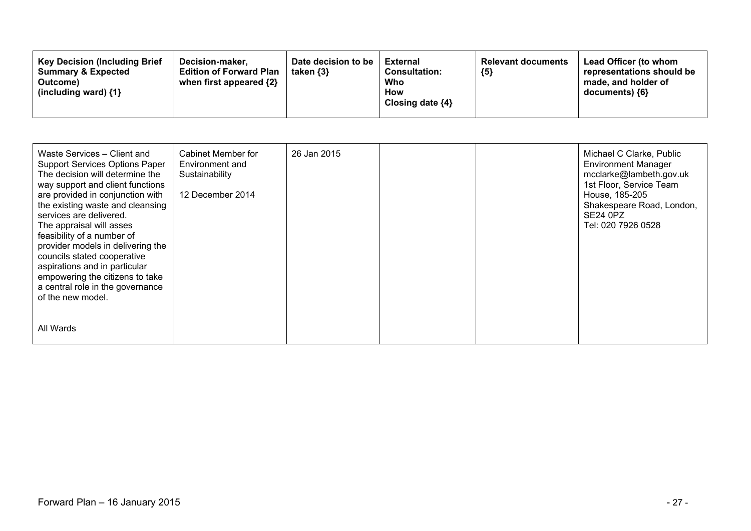| Key Decision (Including Brief Summary & Expected Outcome) (including ward) {1} | Decision-maker, Edition of Forward Plan when first appeared {2} | Date decision to be taken {3} | External Consultation: Who How Closing date {4} | Relevant documents {5} | Lead Officer (to whom representations should be made, and holder of documents) {6} |
|---|---|---|---|---|---|
| Waste Services – Client and Support Services Options Paper<br>The decision will determine the way support and client functions are provided in conjunction with the existing waste and cleansing services are delivered.<br>The appraisal will asses feasibility of a number of provider models in delivering the councils stated cooperative aspirations and in particular empowering the citizens to take a central role in the governance of the new model.<br><br>All Wards | Cabinet Member for Environment and Sustainability<br><br>12 December 2014 | 26 Jan 2015 | | | Michael C Clarke, Public Environment Manager<br>mcclarke@lambeth.gov.uk<br>1st Floor, Service Team House, 185-205 Shakespeare Road, London, SE24 0PZ<br>Tel: 020 7926 0528 |

Forward Plan – 16 January 2015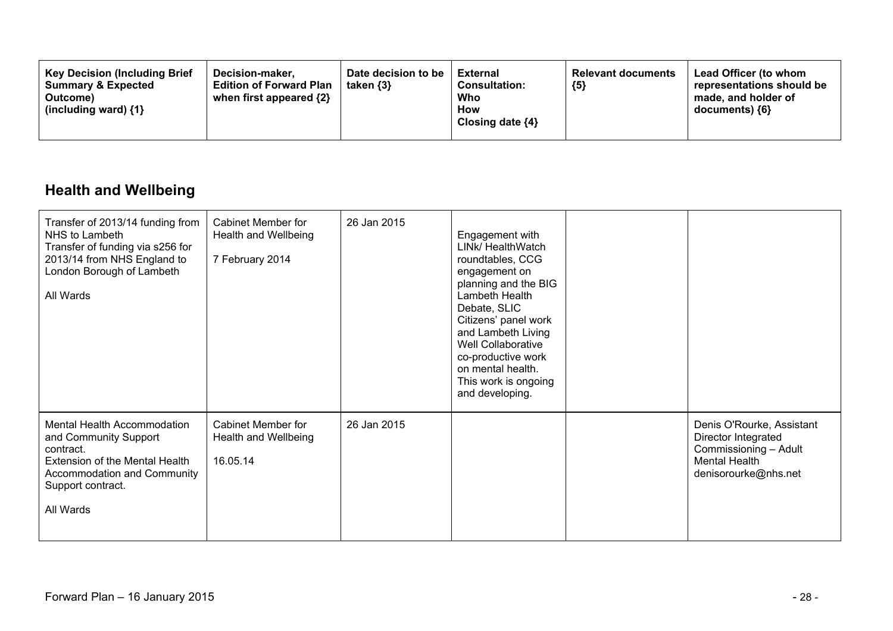| Key Decision (Including Brief Summary & Expected Outcome) (including ward) {1} | Decision-maker, Edition of Forward Plan when first appeared {2} | Date decision to be taken {3} | External Consultation: Who How Closing date {4} | Relevant documents {5} | Lead Officer (to whom representations should be made, and holder of documents) {6} |
|---|---|---|---|---|---|

## Health and Wellbeing

| Key Decision (Including Brief Summary & Expected Outcome) (including ward) {1} | Decision-maker, Edition of Forward Plan when first appeared {2} | Date decision to be taken {3} | External Consultation: Who How Closing date {4} | Relevant documents {5} | Lead Officer (to whom representations should be made, and holder of documents) {6} |
|---|---|---|---|---|---|
| Transfer of 2013/14 funding from NHS to Lambeth<br>Transfer of funding via s256 for 2013/14 from NHS England to London Borough of Lambeth<br><br>All Wards | Cabinet Member for Health and Wellbeing<br><br>7 February 2014 | 26 Jan 2015 | Engagement with LINk/ HealthWatch roundtables, CCG engagement on planning and the BIG Lambeth Health Debate, SLIC Citizens' panel work and Lambeth Living Well Collaborative co-productive work on mental health. This work is ongoing and developing. | | |
| Mental Health Accommodation and Community Support contract.<br>Extension of the Mental Health Accommodation and Community Support contract.<br><br>All Wards | Cabinet Member for Health and Wellbeing<br><br>16.05.14 | 26 Jan 2015 | | | Denis O'Rourke, Assistant Director Integrated Commissioning – Adult Mental Health<br>denisorourke@nhs.net |

Forward Plan – 16 January 2015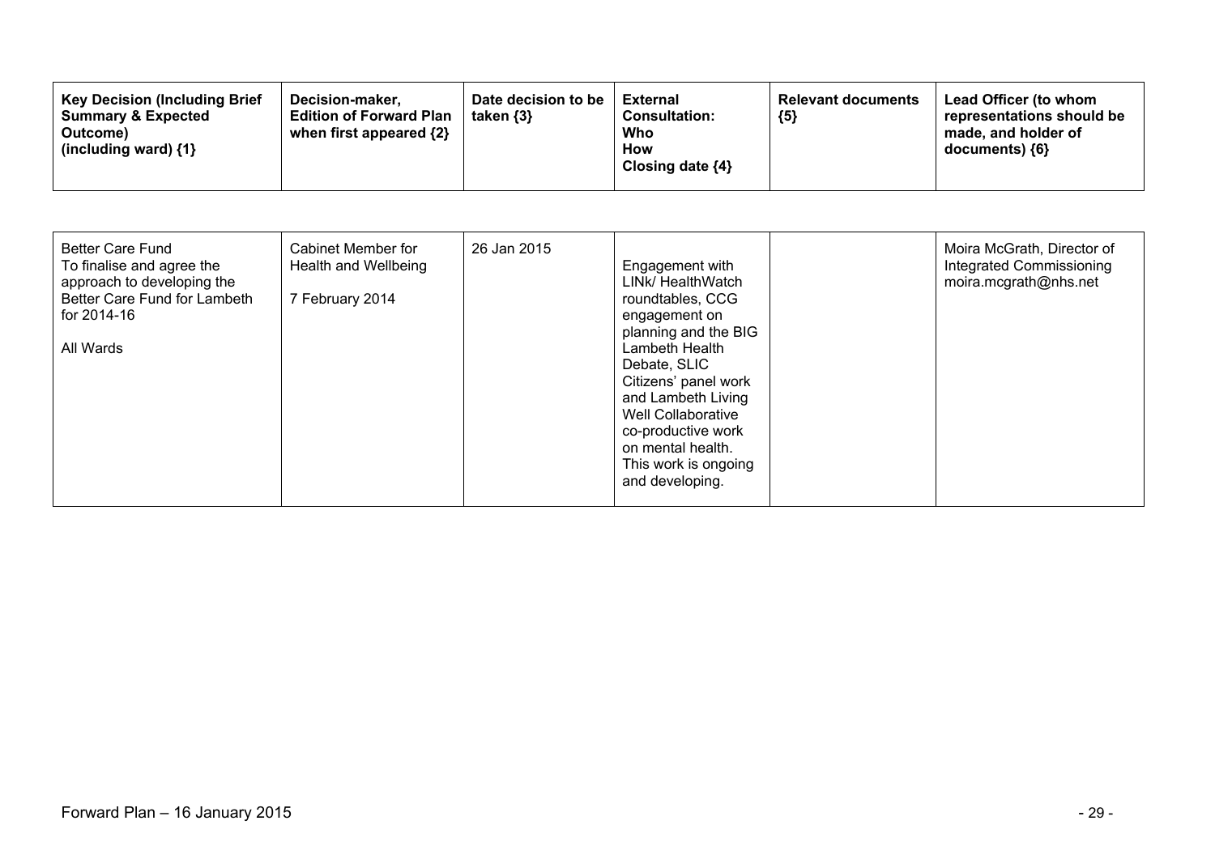| Key Decision (Including Brief Summary & Expected Outcome) (including ward) {1} | Decision-maker, Edition of Forward Plan when first appeared {2} | Date decision to be taken {3} | External Consultation: Who How Closing date {4} | Relevant documents {5} | Lead Officer (to whom representations should be made, and holder of documents) {6} |
|---|---|---|---|---|---|
| Better Care Fund<br>To finalise and agree the approach to developing the Better Care Fund for Lambeth for 2014-16<br><br>All Wards | Cabinet Member for Health and Wellbeing<br><br>7 February 2014 | 26 Jan 2015 | Engagement with LINk/ HealthWatch roundtables, CCG engagement on planning and the BIG Lambeth Health Debate, SLIC Citizens' panel work and Lambeth Living Well Collaborative co-productive work on mental health. This work is ongoing and developing. | | Moira McGrath, Director of Integrated Commissioning<br>moira.mcgrath@nhs.net |

Forward Plan – 16 January 2015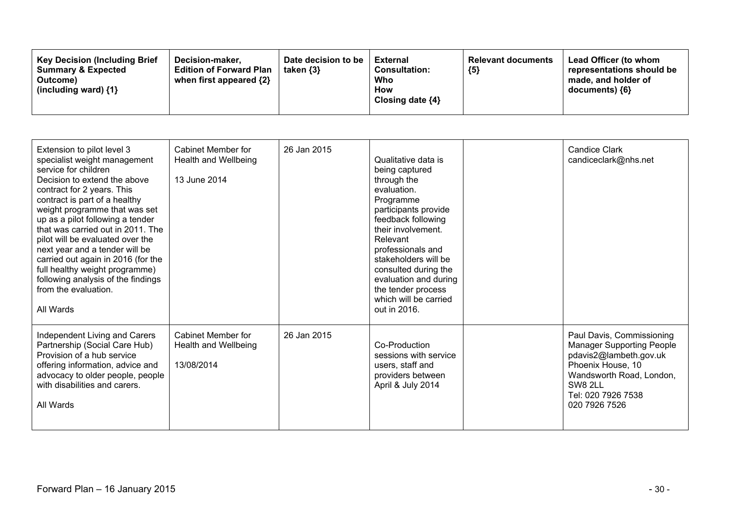| Key Decision (Including Brief Summary & Expected Outcome) (including ward) {1} | Decision-maker, Edition of Forward Plan when first appeared {2} | Date decision to be taken {3} | External Consultation: Who How Closing date {4} | Relevant documents {5} | Lead Officer (to whom representations should be made, and holder of documents) {6} |
|---|---|---|---|---|---|
| Extension to pilot level 3 specialist weight management service for children<br>Decision to extend the above contract for 2 years. This contract is part of a healthy weight programme that was set up as a pilot following a tender that was carried out in 2011. The pilot will be evaluated over the next year and a tender will be carried out again in 2016 (for the full healthy weight programme) following analysis of the findings from the evaluation.<br><br>All Wards | Cabinet Member for Health and Wellbeing<br><br>13 June 2014 | 26 Jan 2015 | Qualitative data is being captured through the evaluation. Programme participants provide feedback following their involvement. Relevant professionals and stakeholders will be consulted during the evaluation and during the tender process which will be carried out in 2016. | | Candice Clark<br>candiceclark@nhs.net |
| Independent Living and Carers Partnership (Social Care Hub)<br>Provision of a hub service offering information, advice and advocacy to older people, people with disabilities and carers.<br><br>All Wards | Cabinet Member for Health and Wellbeing<br><br>13/08/2014 | 26 Jan 2015 | Co-Production sessions with service users, staff and providers between April & July 2014 | | Paul Davis, Commissioning Manager Supporting People<br>pdavis2@lambeth.gov.uk<br>Phoenix House, 10 Wandsworth Road, London, SW8 2LL<br>Tel: 020 7926 7538<br>020 7926 7526 |

Forward Plan – 16 January 2015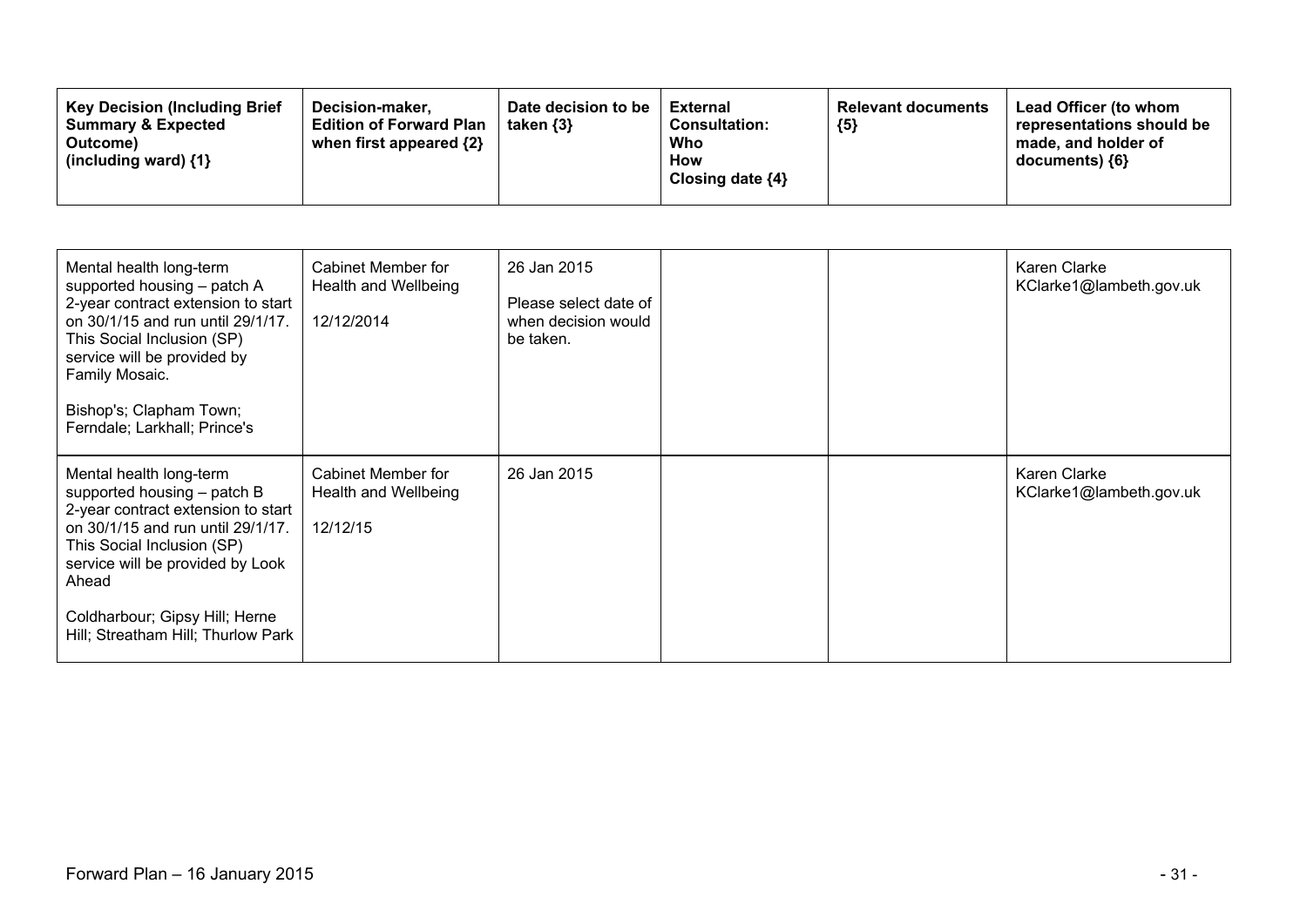| Key Decision (Including Brief Summary & Expected Outcome) (including ward) {1} | Decision-maker, Edition of Forward Plan when first appeared {2} | Date decision to be taken {3} | External Consultation: Who How Closing date {4} | Relevant documents {5} | Lead Officer (to whom representations should be made, and holder of documents) {6} |
|---|---|---|---|---|---|
| Mental health long-term supported housing – patch A 2-year contract extension to start on 30/1/15 and run until 29/1/17. This Social Inclusion (SP) service will be provided by Family Mosaic.<br><br>Bishop's; Clapham Town; Ferndale; Larkhall; Prince's | Cabinet Member for Health and Wellbeing<br><br>12/12/2014 | 26 Jan 2015<br><br>Please select date of when decision would be taken. | | | Karen Clarke KClarke1@lambeth.gov.uk |
| Mental health long-term supported housing – patch B 2-year contract extension to start on 30/1/15 and run until 29/1/17. This Social Inclusion (SP) service will be provided by Look Ahead<br><br>Coldharbour; Gipsy Hill; Herne Hill; Streatham Hill; Thurlow Park | Cabinet Member for Health and Wellbeing<br><br>12/12/15 | 26 Jan 2015 | | | Karen Clarke KClarke1@lambeth.gov.uk |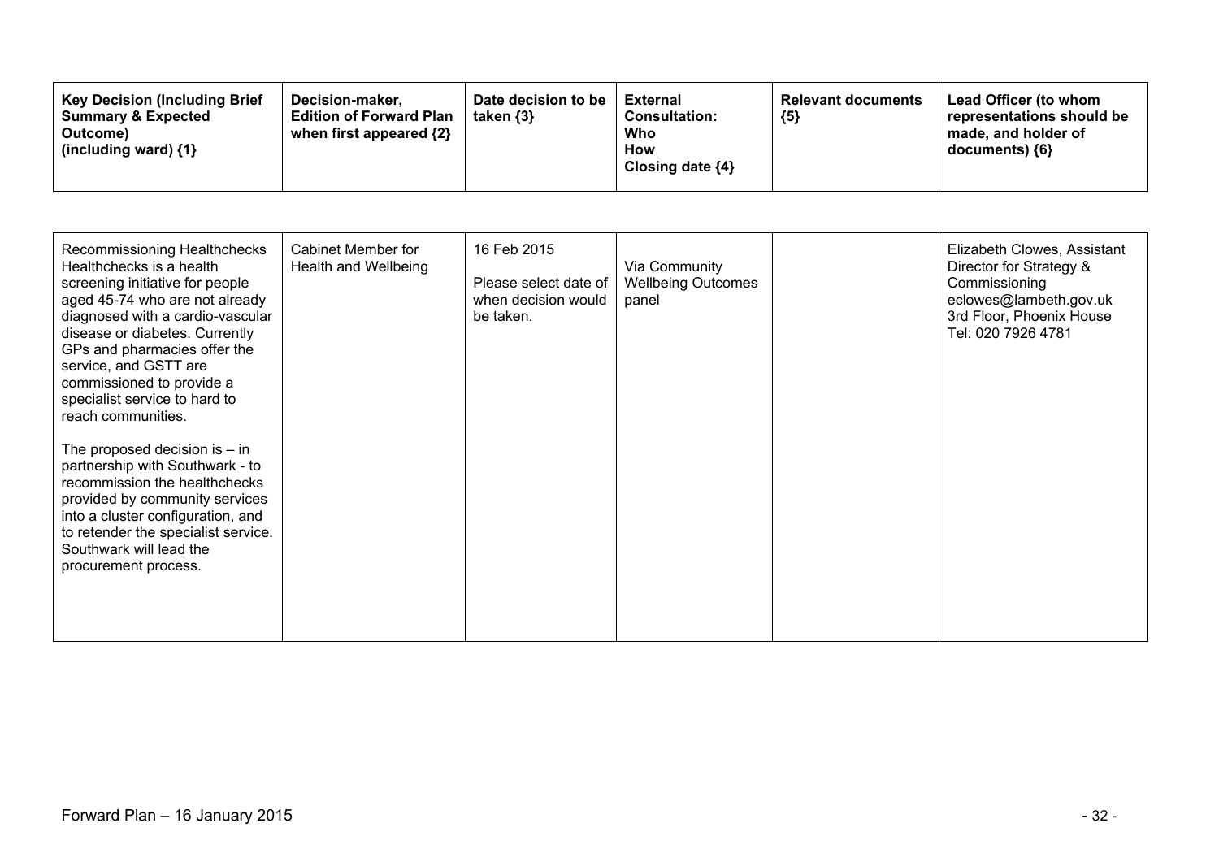| Key Decision (Including Brief Summary & Expected Outcome) (including ward) {1} | Decision-maker, Edition of Forward Plan when first appeared {2} | Date decision to be taken {3} | External Consultation: Who How Closing date {4} | Relevant documents {5} | Lead Officer (to whom representations should be made, and holder of documents) {6} |
|---|---|---|---|---|---|
| Recommissioning Healthchecks<br>Healthchecks is a health screening initiative for people aged 45-74 who are not already diagnosed with a cardio-vascular disease or diabetes. Currently GPs and pharmacies offer the service, and GSTT are commissioned to provide a specialist service to hard to reach communities.<br><br>The proposed decision is – in partnership with Southwark - to recommission the healthchecks provided by community services into a cluster configuration, and to retender the specialist service. Southwark will lead the procurement process. | Cabinet Member for Health and Wellbeing | 16 Feb 2015<br><br>Please select date of when decision would be taken. | Via Community Wellbeing Outcomes panel | | Elizabeth Clowes, Assistant Director for Strategy & Commissioning<br>eclowes@lambeth.gov.uk<br>3rd Floor, Phoenix House<br>Tel: 020 7926 4781 |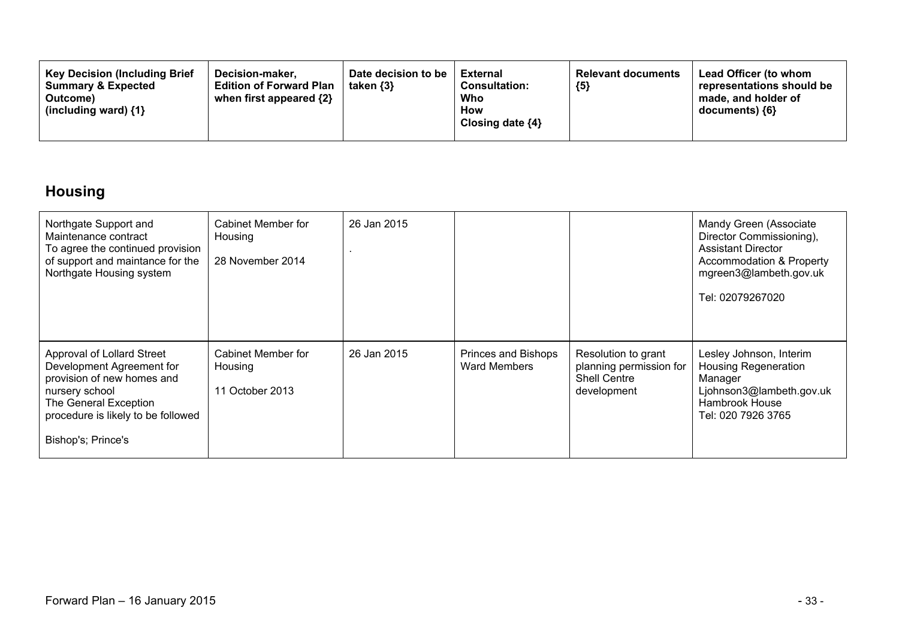| Key Decision (Including Brief Summary & Expected Outcome) (including ward) {1} | Decision-maker, Edition of Forward Plan when first appeared {2} | Date decision to be taken {3} | External Consultation: Who How Closing date {4} | Relevant documents {5} | Lead Officer (to whom representations should be made, and holder of documents) {6} |
|---|---|---|---|---|---|

## Housing

| Key Decision (Including Brief Summary & Expected Outcome) (including ward) {1} | Decision-maker, Edition of Forward Plan when first appeared {2} | Date decision to be taken {3} | External Consultation: Who How Closing date {4} | Relevant documents {5} | Lead Officer (to whom representations should be made, and holder of documents) {6} |
|---|---|---|---|---|---|
| Northgate Support and Maintenance contract<br>To agree the continued provision of support and maintance for the Northgate Housing system | Cabinet Member for Housing<br><br>28 November 2014 | 26 Jan 2015<br><br>. | | | Mandy Green (Associate Director Commissioning), Assistant Director Accommodation & Property<br>mgreen3@lambeth.gov.uk<br><br>Tel: 02079267020 |
| Approval of Lollard Street Development Agreement for provision of new homes and nursery school<br>The General Exception procedure is likely to be followed<br><br>Bishop's; Prince's | Cabinet Member for Housing<br><br>11 October 2013 | 26 Jan 2015 | Princes and Bishops Ward Members | Resolution to grant planning permission for Shell Centre development | Lesley Johnson, Interim Housing Regeneration Manager<br>Ljohnson3@lambeth.gov.uk<br>Hambrook House<br>Tel: 020 7926 3765 |

Forward Plan – 16 January 2015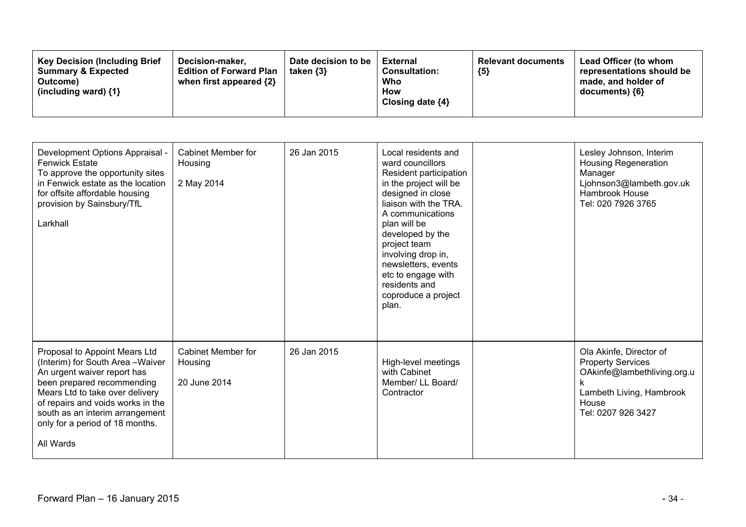| Key Decision (Including Brief Summary & Expected Outcome) (including ward) {1} | Decision-maker, Edition of Forward Plan when first appeared {2} | Date decision to be taken {3} | External Consultation: Who How Closing date {4} | Relevant documents {5} | Lead Officer (to whom representations should be made, and holder of documents) {6} |
|---|---|---|---|---|---|
| Development Options Appraisal - Fenwick Estate<br>To approve the opportunity sites in Fenwick estate as the location for offsite affordable housing provision by Sainsbury/TfL<br><br>Larkhall | Cabinet Member for Housing<br><br>2 May 2014 | 26 Jan 2015 | Local residents and ward councillors<br>Resident participation in the project will be designed in close liaison with the TRA. A communications plan will be developed by the project team involving drop in, newsletters, events etc to engage with residents and coproduce a project plan. | | Lesley Johnson, Interim Housing Regeneration Manager<br>Ljohnson3@lambeth.gov.uk<br>Hambrook House<br>Tel: 020 7926 3765 |
| Proposal to Appoint Mears Ltd (Interim) for South Area –Waiver<br>An urgent waiver report has been prepared recommending Mears Ltd to take over delivery of repairs and voids works in the south as an interim arrangement only for a period of 18 months.<br><br>All Wards | Cabinet Member for Housing<br><br>20 June 2014 | 26 Jan 2015 | High-level meetings with Cabinet Member/ LL Board/ Contractor | | Ola Akinfe, Director of Property Services<br>OAkinfe@lambethliving.org.uk<br>Lambeth Living, Hambrook House<br>Tel: 0207 926 3427 |

Forward Plan – 16 January 2015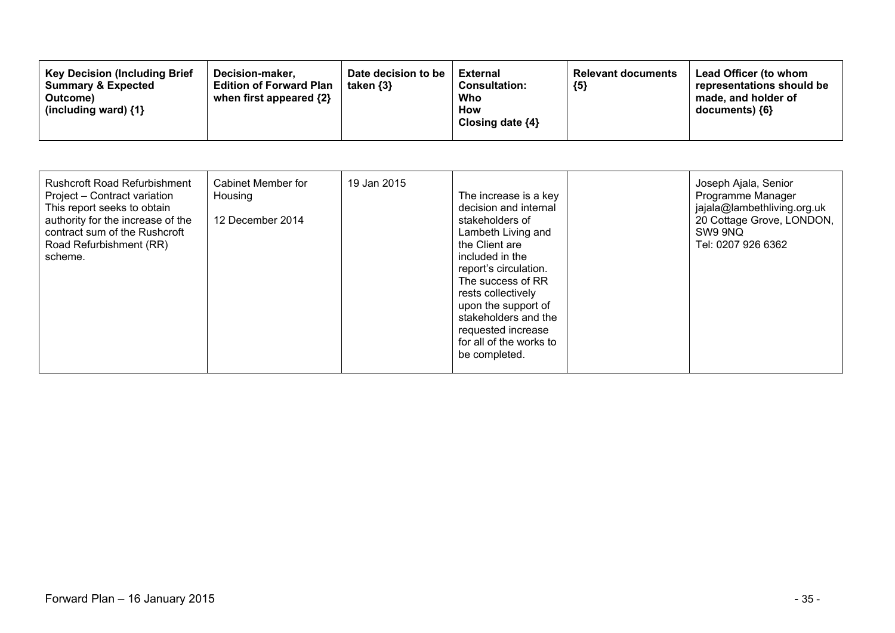| Key Decision (Including Brief Summary & Expected Outcome) (including ward) {1} | Decision-maker, Edition of Forward Plan when first appeared {2} | Date decision to be taken {3} | External Consultation: Who How Closing date {4} | Relevant documents {5} | Lead Officer (to whom representations should be made, and holder of documents) {6} |
|---|---|---|---|---|---|
| Rushcroft Road Refurbishment Project – Contract variation<br>This report seeks to obtain authority for the increase of the contract sum of the Rushcroft Road Refurbishment (RR) scheme. | Cabinet Member for Housing<br><br>12 December 2014 | 19 Jan 2015 | The increase is a key decision and internal stakeholders of Lambeth Living and the Client are included in the report's circulation. The success of RR rests collectively upon the support of stakeholders and the requested increase for all of the works to be completed. | | Joseph Ajala, Senior Programme Manager<br>jajala@lambethliving.org.uk<br>20 Cottage Grove, LONDON, SW9 9NQ<br>Tel: 0207 926 6362 |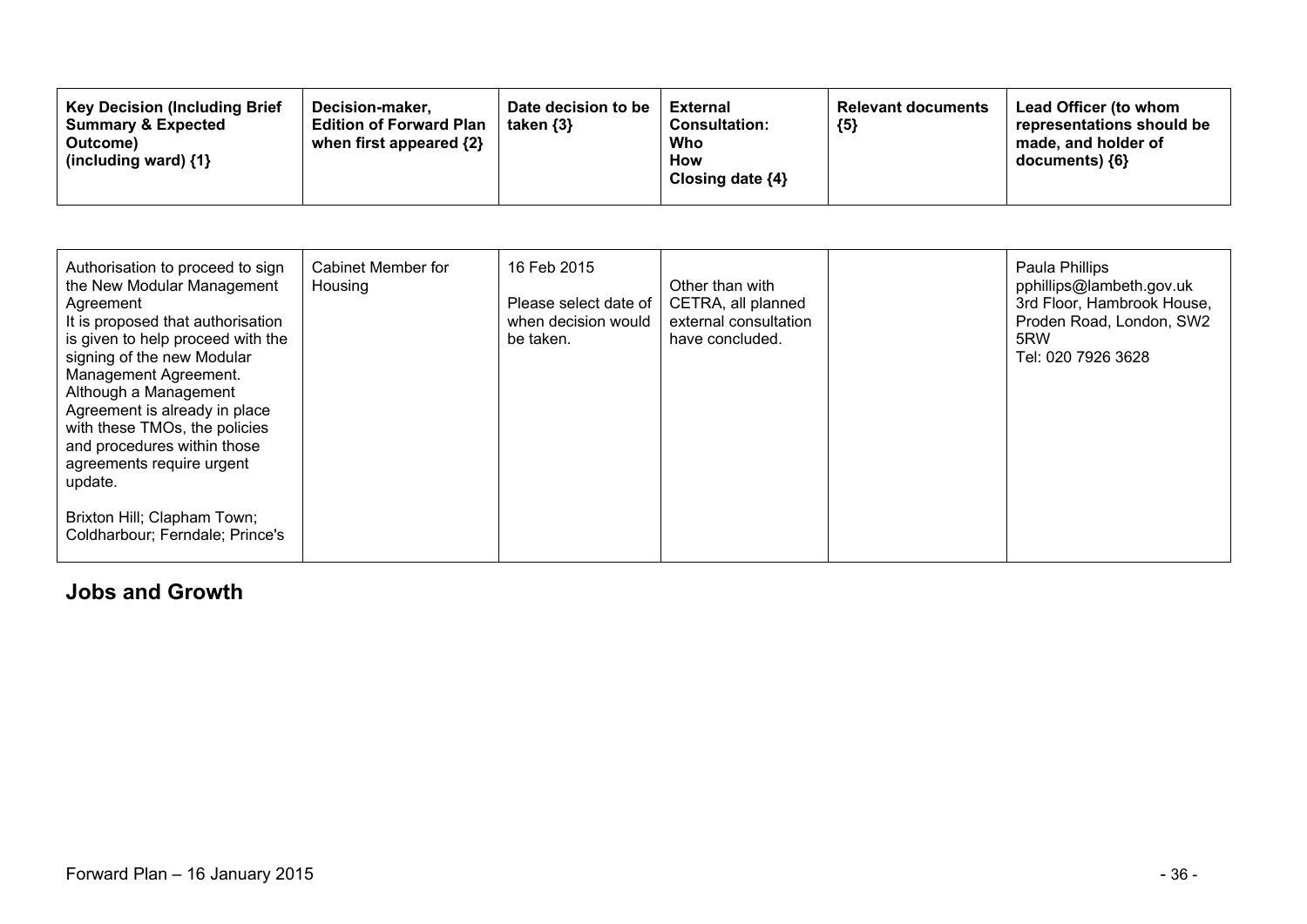| Key Decision (Including Brief Summary & Expected Outcome) (including ward) {1} | Decision-maker, Edition of Forward Plan when first appeared {2} | Date decision to be taken {3} | External Consultation: Who How Closing date {4} | Relevant documents {5} | Lead Officer (to whom representations should be made, and holder of documents) {6} |
|---|---|---|---|---|---|
| Authorisation to proceed to sign the New Modular Management Agreement<br>It is proposed that authorisation is given to help proceed with the signing of the new Modular Management Agreement. Although a Management Agreement is already in place with these TMOs, the policies and procedures within those agreements require urgent update.<br><br>Brixton Hill; Clapham Town; Coldharbour; Ferndale; Prince's | Cabinet Member for Housing | 16 Feb 2015<br><br>Please select date of when decision would be taken. | Other than with CETRA, all planned external consultation have concluded. | | Paula Phillips<br>pphillips@lambeth.gov.uk<br>3rd Floor, Hambrook House, Proden Road, London, SW2 5RW<br>Tel: 020 7926 3628 |

## Jobs and Growth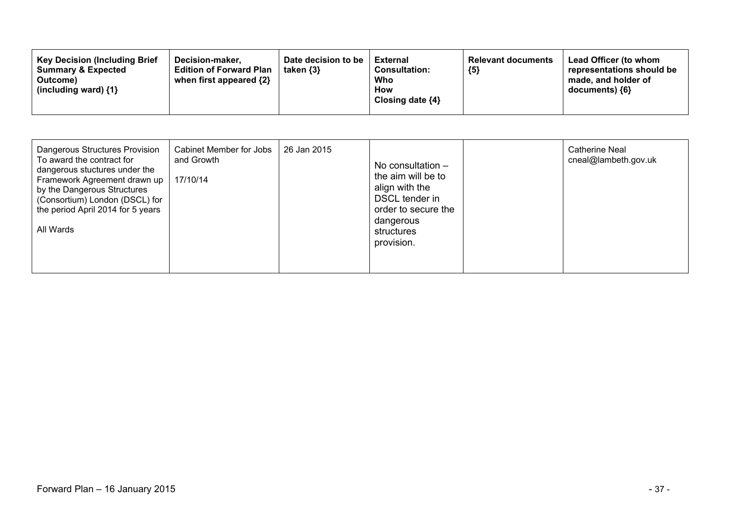| Key Decision (Including Brief Summary & Expected Outcome) (including ward) {1} | Decision-maker, Edition of Forward Plan when first appeared {2} | Date decision to be taken {3} | External Consultation: Who How Closing date {4} | Relevant documents {5} | Lead Officer (to whom representations should be made, and holder of documents) {6} |
|---|---|---|---|---|---|
| Dangerous Structures Provision To award the contract for dangerous stuctures under the Framework Agreement drawn up by the Dangerous Structures (Consortium) London (DSCL) for the period April 2014 for 5 years<br><br>All Wards | Cabinet Member for Jobs and Growth<br><br>17/10/14 | 26 Jan 2015 | No consultation – the aim will be to align with the DSCL tender in order to secure the dangerous structures provision. | | Catherine Neal cneal@lambeth.gov.uk |

Forward Plan – 16 January 2015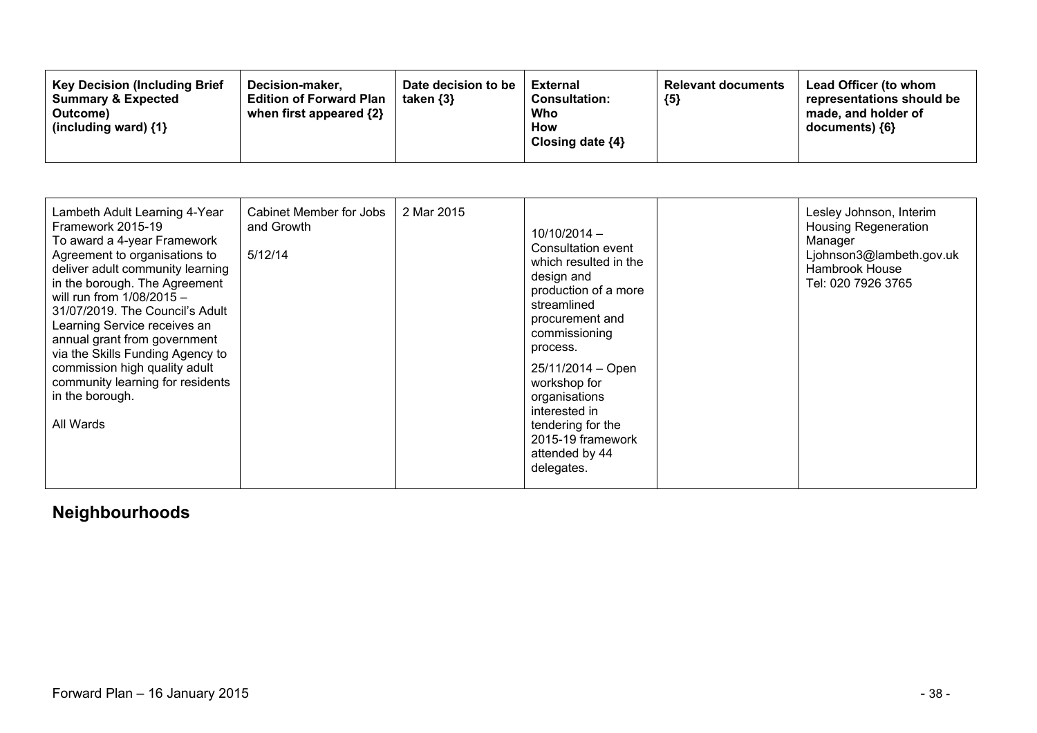| Key Decision (Including Brief Summary & Expected Outcome) (including ward) {1} | Decision-maker, Edition of Forward Plan when first appeared {2} | Date decision to be taken {3} | External Consultation: Who How Closing date {4} | Relevant documents {5} | Lead Officer (to whom representations should be made, and holder of documents) {6} |
|---|---|---|---|---|---|
| Lambeth Adult Learning 4-Year Framework 2015-19<br>To award a 4-year Framework Agreement to organisations to deliver adult community learning in the borough. The Agreement will run from 1/08/2015 – 31/07/2019. The Council's Adult Learning Service receives an annual grant from government via the Skills Funding Agency to commission high quality adult community learning for residents in the borough.<br><br>All Wards | Cabinet Member for Jobs and Growth<br><br>5/12/14 | 2 Mar 2015 | 10/10/2014 – Consultation event which resulted in the design and production of a more streamlined procurement and commissioning process.<br><br>25/11/2014 – Open workshop for organisations interested in tendering for the 2015-19 framework attended by 44 delegates. | | Lesley Johnson, Interim Housing Regeneration Manager<br>Ljohnson3@lambeth.gov.uk<br>Hambrook House<br>Tel: 020 7926 3765 |

## Neighbourhoods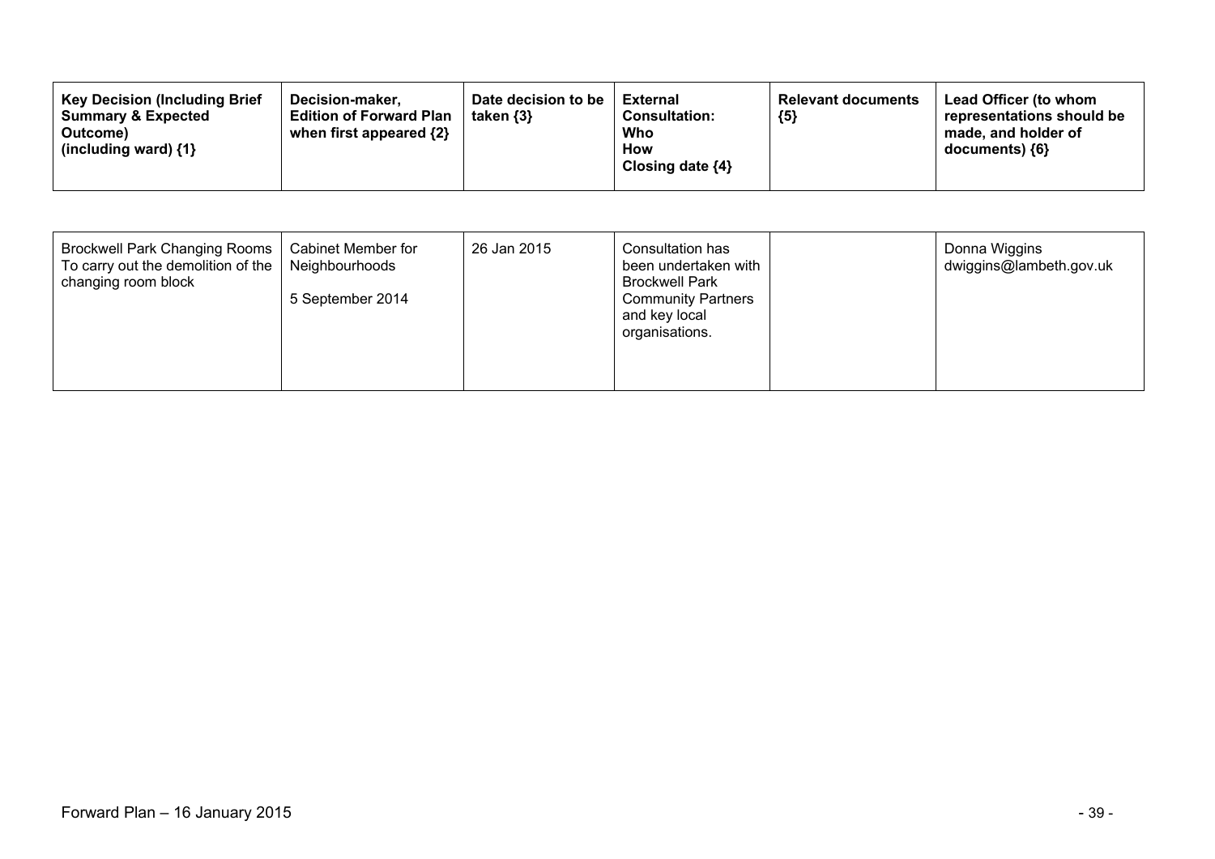| Key Decision (Including Brief Summary & Expected Outcome) (including ward) {1} | Decision-maker, Edition of Forward Plan when first appeared {2} | Date decision to be taken {3} | External Consultation: Who How Closing date {4} | Relevant documents {5} | Lead Officer (to whom representations should be made, and holder of documents) {6} |
|---|---|---|---|---|---|
| Brockwell Park Changing Rooms To carry out the demolition of the changing room block | Cabinet Member for Neighbourhoods<br><br>5 September 2014 | 26 Jan 2015 | Consultation has been undertaken with Brockwell Park Community Partners and key local organisations. | | Donna Wiggins dwiggins@lambeth.gov.uk |